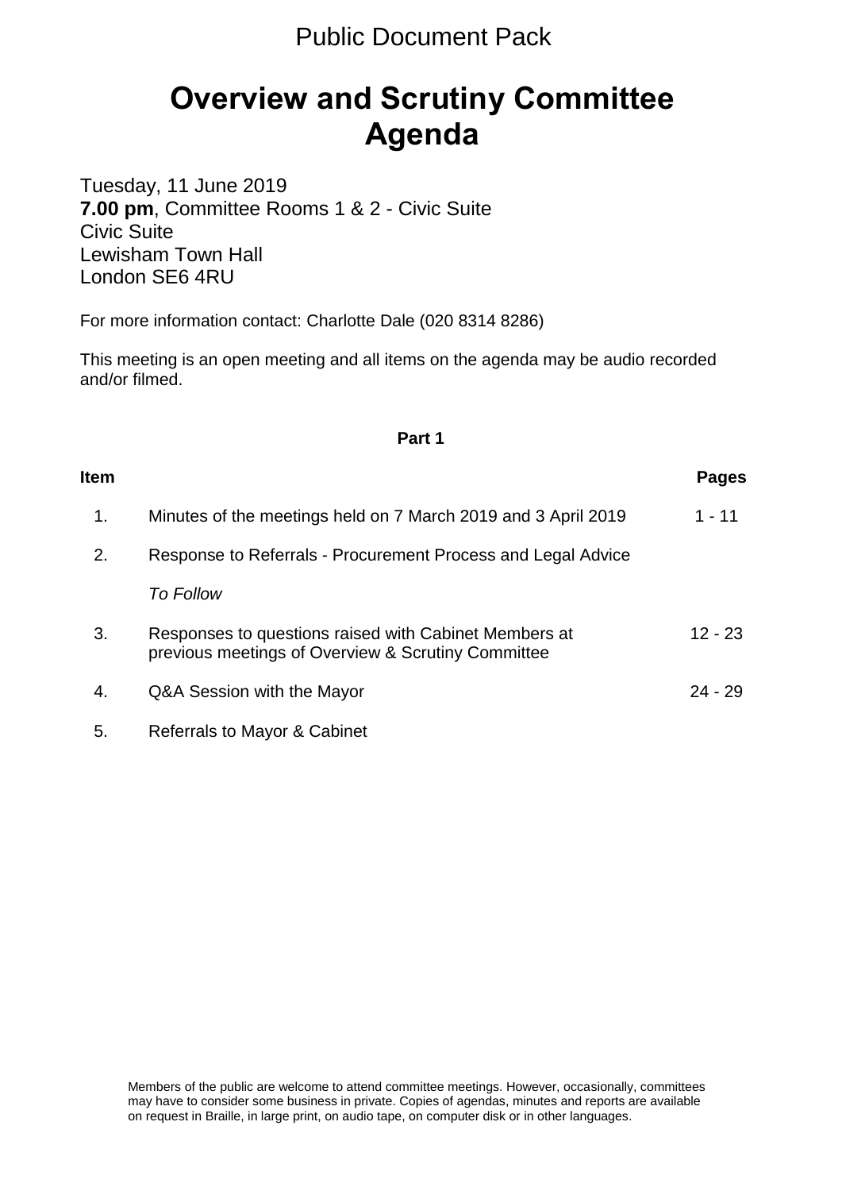Public Document Pack

# Overview and Scrutiny Committee Agenda

Tuesday, 11 June 2019
**7.00 pm**, Committee Rooms 1 & 2 - Civic Suite
Civic Suite
Lewisham Town Hall
London SE6 4RU

For more information contact: Charlotte Dale (020 8314 8286)

This meeting is an open meeting and all items on the agenda may be audio recorded and/or filmed.

**Part 1**

| **Item** | | **Pages** |
|---|---|---|
| 1. | Minutes of the meetings held on 7 March 2019 and 3 April 2019 | 1 - 11 |
| 2. | Response to Referrals - Procurement Process and Legal Advice<br>*To Follow* | |
| 3. | Responses to questions raised with Cabinet Members at previous meetings of Overview & Scrutiny Committee | 12 - 23 |
| 4. | Q&A Session with the Mayor | 24 - 29 |
| 5. | Referrals to Mayor & Cabinet | |

Members of the public are welcome to attend committee meetings. However, occasionally, committees may have to consider some business in private. Copies of agendas, minutes and reports are available on request in Braille, in large print, on audio tape, on computer disk or in other languages.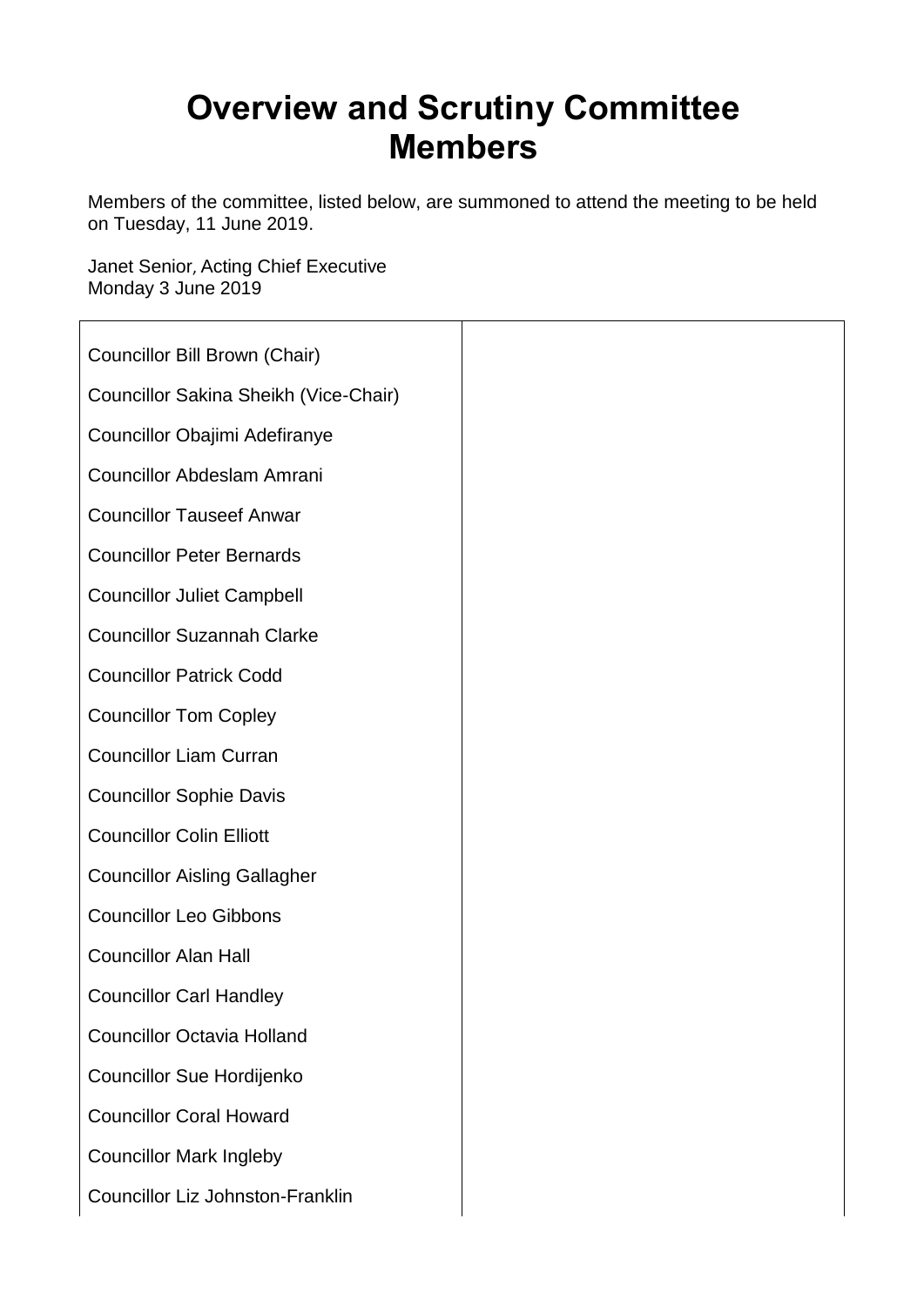# Overview and Scrutiny Committee Members

Members of the committee, listed below, are summoned to attend the meeting to be held on Tuesday, 11 June 2019.

Janet Senior, Acting Chief Executive
Monday 3 June 2019

| | |
|---|---|
| Councillor Bill Brown (Chair) | |
| Councillor Sakina Sheikh (Vice-Chair) | |
| Councillor Obajimi Adefiranye | |
| Councillor Abdeslam Amrani | |
| Councillor Tauseef Anwar | |
| Councillor Peter Bernards | |
| Councillor Juliet Campbell | |
| Councillor Suzannah Clarke | |
| Councillor Patrick Codd | |
| Councillor Tom Copley | |
| Councillor Liam Curran | |
| Councillor Sophie Davis | |
| Councillor Colin Elliott | |
| Councillor Aisling Gallagher | |
| Councillor Leo Gibbons | |
| Councillor Alan Hall | |
| Councillor Carl Handley | |
| Councillor Octavia Holland | |
| Councillor Sue Hordijenko | |
| Councillor Coral Howard | |
| Councillor Mark Ingleby | |
| Councillor Liz Johnston-Franklin | |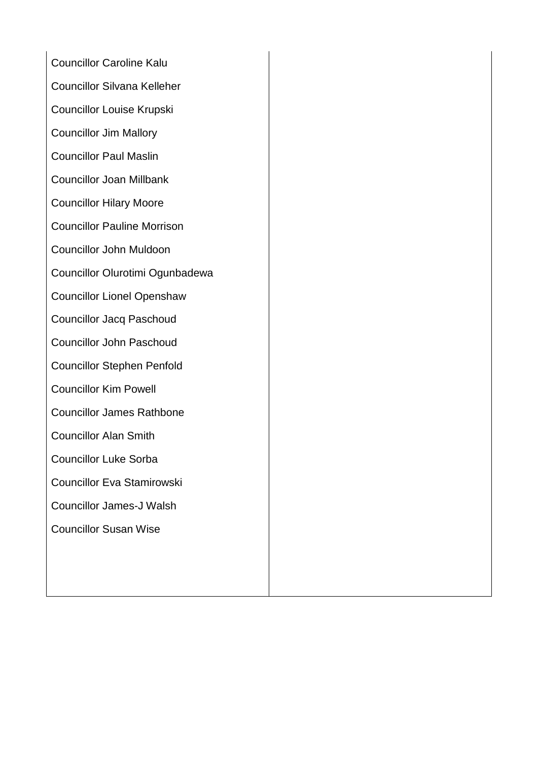| | |
|---|---|
| Councillor Caroline Kalu<br>Councillor Silvana Kelleher<br>Councillor Louise Krupski<br>Councillor Jim Mallory<br>Councillor Paul Maslin<br>Councillor Joan Millbank<br>Councillor Hilary Moore<br>Councillor Pauline Morrison<br>Councillor John Muldoon<br>Councillor Olurotimi Ogunbadewa<br>Councillor Lionel Openshaw<br>Councillor Jacq Paschoud<br>Councillor John Paschoud<br>Councillor Stephen Penfold<br>Councillor Kim Powell<br>Councillor James Rathbone<br>Councillor Alan Smith<br>Councillor Luke Sorba<br>Councillor Eva Stamirowski<br>Councillor James-J Walsh<br>Councillor Susan Wise | |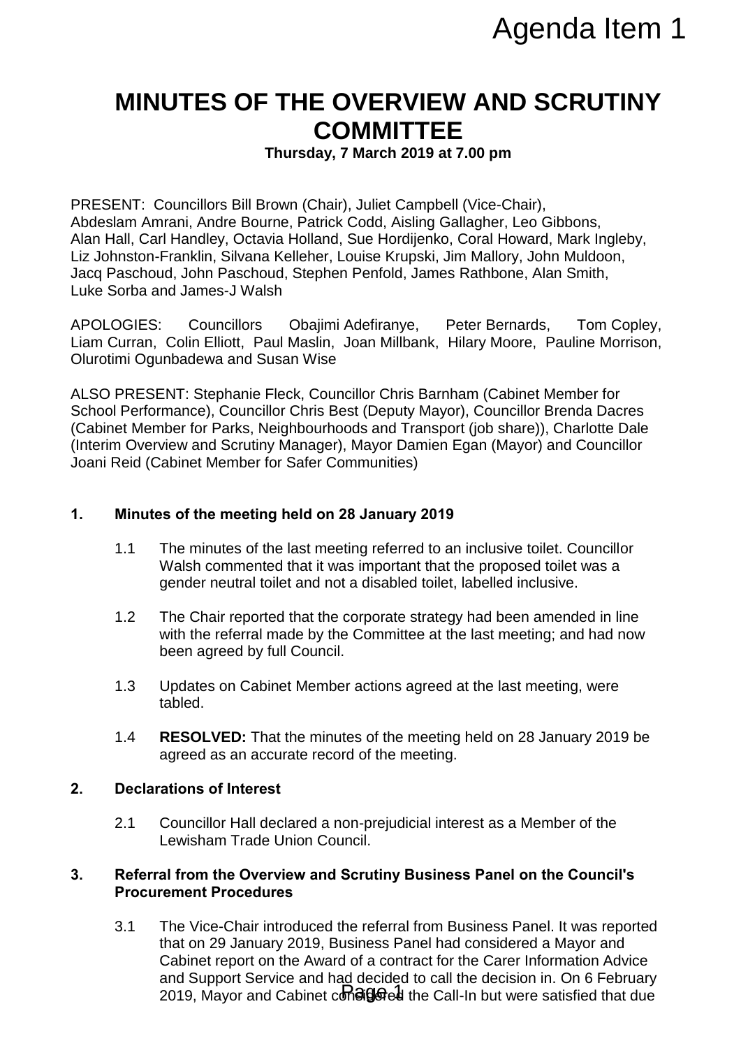Agenda Item 1

# MINUTES OF THE OVERVIEW AND SCRUTINY COMMITTEE

**Thursday, 7 March 2019 at 7.00 pm**

PRESENT: Councillors Bill Brown (Chair), Juliet Campbell (Vice-Chair), Abdeslam Amrani, Andre Bourne, Patrick Codd, Aisling Gallagher, Leo Gibbons, Alan Hall, Carl Handley, Octavia Holland, Sue Hordijenko, Coral Howard, Mark Ingleby, Liz Johnston-Franklin, Silvana Kelleher, Louise Krupski, Jim Mallory, John Muldoon, Jacq Paschoud, John Paschoud, Stephen Penfold, James Rathbone, Alan Smith, Luke Sorba and James-J Walsh

APOLOGIES: Councillors Obajimi Adefiranye, Peter Bernards, Tom Copley, Liam Curran, Colin Elliott, Paul Maslin, Joan Millbank, Hilary Moore, Pauline Morrison, Olurotimi Ogunbadewa and Susan Wise

ALSO PRESENT: Stephanie Fleck, Councillor Chris Barnham (Cabinet Member for School Performance), Councillor Chris Best (Deputy Mayor), Councillor Brenda Dacres (Cabinet Member for Parks, Neighbourhoods and Transport (job share)), Charlotte Dale (Interim Overview and Scrutiny Manager), Mayor Damien Egan (Mayor) and Councillor Joani Reid (Cabinet Member for Safer Communities)

## 1. Minutes of the meeting held on 28 January 2019

1.1 The minutes of the last meeting referred to an inclusive toilet. Councillor Walsh commented that it was important that the proposed toilet was a gender neutral toilet and not a disabled toilet, labelled inclusive.

1.2 The Chair reported that the corporate strategy had been amended in line with the referral made by the Committee at the last meeting; and had now been agreed by full Council.

1.3 Updates on Cabinet Member actions agreed at the last meeting, were tabled.

1.4 **RESOLVED:** That the minutes of the meeting held on 28 January 2019 be agreed as an accurate record of the meeting.

## 2. Declarations of Interest

2.1 Councillor Hall declared a non-prejudicial interest as a Member of the Lewisham Trade Union Council.

## 3. Referral from the Overview and Scrutiny Business Panel on the Council's Procurement Procedures

3.1 The Vice-Chair introduced the referral from Business Panel. It was reported that on 29 January 2019, Business Panel had considered a Mayor and Cabinet report on the Award of a contract for the Carer Information Advice and Support Service and had decided to call the decision in. On 6 February 2019, Mayor and Cabinet considered the Call-In but were satisfied that due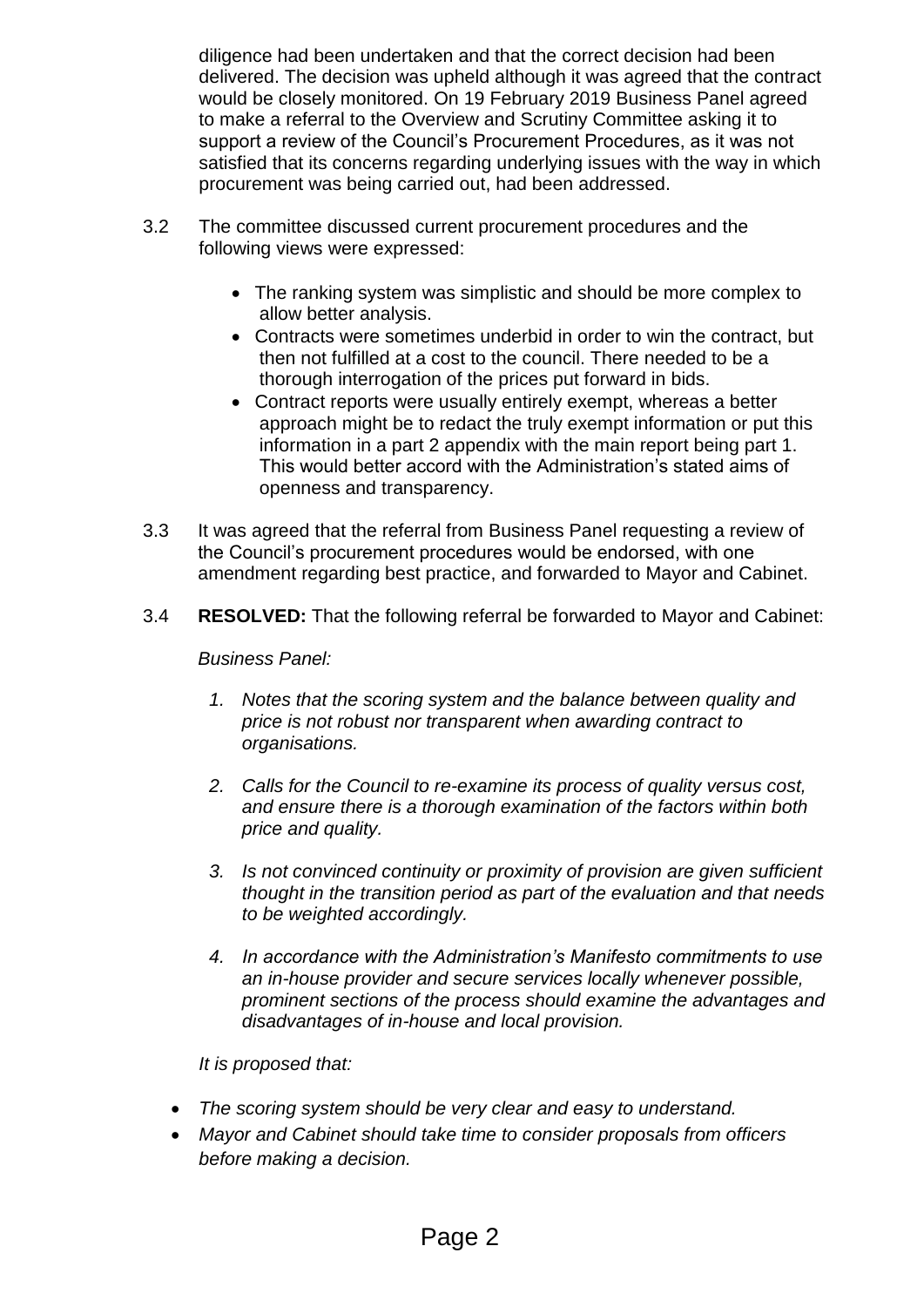diligence had been undertaken and that the correct decision had been delivered. The decision was upheld although it was agreed that the contract would be closely monitored. On 19 February 2019 Business Panel agreed to make a referral to the Overview and Scrutiny Committee asking it to support a review of the Council's Procurement Procedures, as it was not satisfied that its concerns regarding underlying issues with the way in which procurement was being carried out, had been addressed.

3.2 The committee discussed current procurement procedures and the following views were expressed:

- The ranking system was simplistic and should be more complex to allow better analysis.
- Contracts were sometimes underbid in order to win the contract, but then not fulfilled at a cost to the council. There needed to be a thorough interrogation of the prices put forward in bids.
- Contract reports were usually entirely exempt, whereas a better approach might be to redact the truly exempt information or put this information in a part 2 appendix with the main report being part 1. This would better accord with the Administration's stated aims of openness and transparency.

3.3 It was agreed that the referral from Business Panel requesting a review of the Council's procurement procedures would be endorsed, with one amendment regarding best practice, and forwarded to Mayor and Cabinet.

3.4 **RESOLVED:** That the following referral be forwarded to Mayor and Cabinet:

*Business Panel:*

1. *Notes that the scoring system and the balance between quality and price is not robust nor transparent when awarding contract to organisations.*

2. *Calls for the Council to re-examine its process of quality versus cost, and ensure there is a thorough examination of the factors within both price and quality.*

3. *Is not convinced continuity or proximity of provision are given sufficient thought in the transition period as part of the evaluation and that needs to be weighted accordingly.*

4. *In accordance with the Administration's Manifesto commitments to use an in-house provider and secure services locally whenever possible, prominent sections of the process should examine the advantages and disadvantages of in-house and local provision.*

*It is proposed that:*

- *The scoring system should be very clear and easy to understand.*
- *Mayor and Cabinet should take time to consider proposals from officers before making a decision.*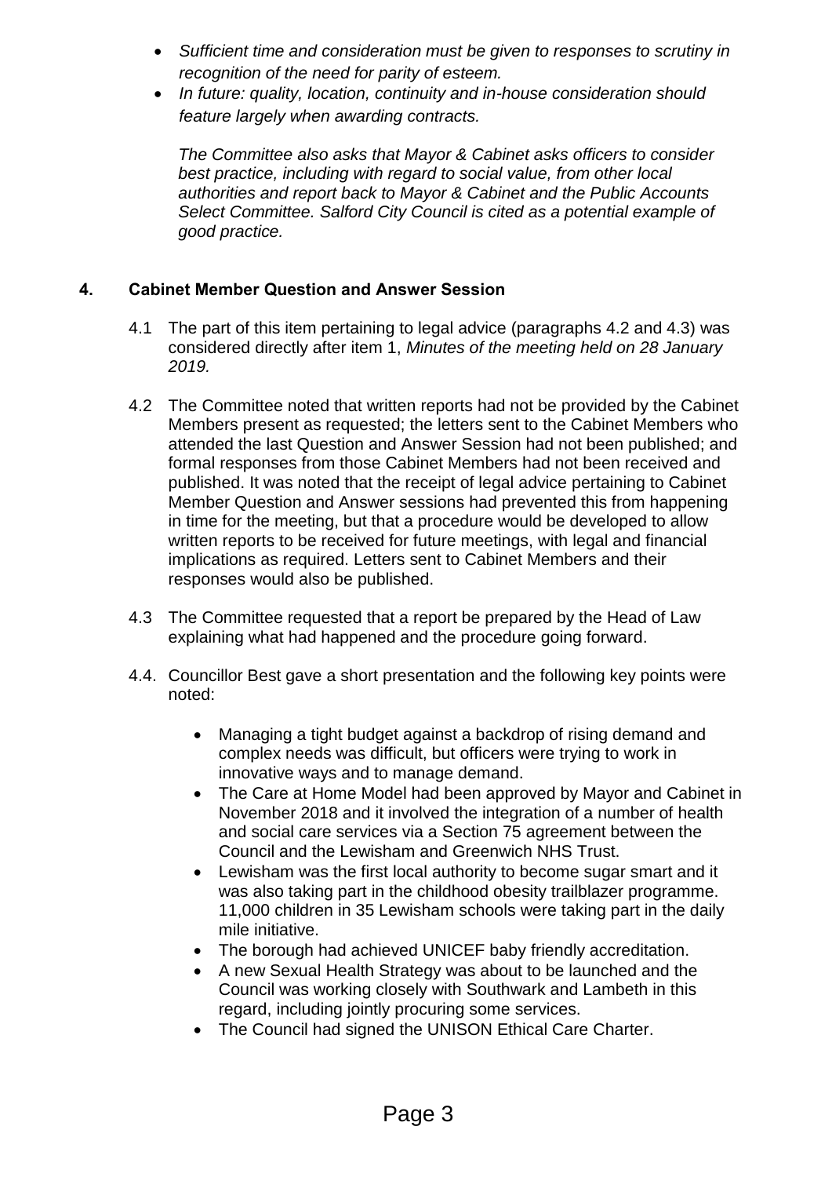- *Sufficient time and consideration must be given to responses to scrutiny in recognition of the need for parity of esteem.*
- *In future: quality, location, continuity and in-house consideration should feature largely when awarding contracts.*

  *The Committee also asks that Mayor & Cabinet asks officers to consider best practice, including with regard to social value, from other local authorities and report back to Mayor & Cabinet and the Public Accounts Select Committee. Salford City Council is cited as a potential example of good practice.*

## 4. Cabinet Member Question and Answer Session

4.1 The part of this item pertaining to legal advice (paragraphs 4.2 and 4.3) was considered directly after item 1, *Minutes of the meeting held on 28 January 2019.*

4.2 The Committee noted that written reports had not be provided by the Cabinet Members present as requested; the letters sent to the Cabinet Members who attended the last Question and Answer Session had not been published; and formal responses from those Cabinet Members had not been received and published. It was noted that the receipt of legal advice pertaining to Cabinet Member Question and Answer sessions had prevented this from happening in time for the meeting, but that a procedure would be developed to allow written reports to be received for future meetings, with legal and financial implications as required. Letters sent to Cabinet Members and their responses would also be published.

4.3 The Committee requested that a report be prepared by the Head of Law explaining what had happened and the procedure going forward.

4.4. Councillor Best gave a short presentation and the following key points were noted:

- Managing a tight budget against a backdrop of rising demand and complex needs was difficult, but officers were trying to work in innovative ways and to manage demand.
- The Care at Home Model had been approved by Mayor and Cabinet in November 2018 and it involved the integration of a number of health and social care services via a Section 75 agreement between the Council and the Lewisham and Greenwich NHS Trust.
- Lewisham was the first local authority to become sugar smart and it was also taking part in the childhood obesity trailblazer programme. 11,000 children in 35 Lewisham schools were taking part in the daily mile initiative.
- The borough had achieved UNICEF baby friendly accreditation.
- A new Sexual Health Strategy was about to be launched and the Council was working closely with Southwark and Lambeth in this regard, including jointly procuring some services.
- The Council had signed the UNISON Ethical Care Charter.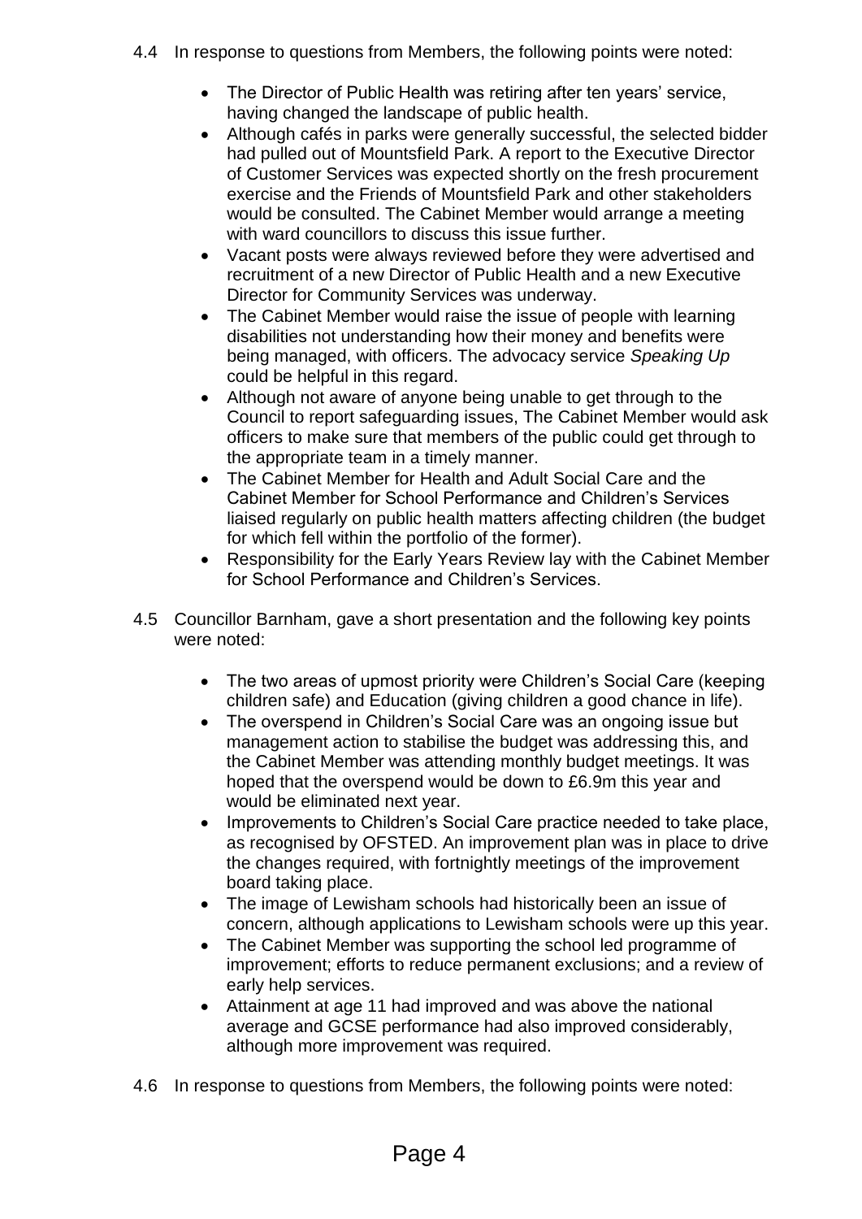4.4 In response to questions from Members, the following points were noted:

- The Director of Public Health was retiring after ten years' service, having changed the landscape of public health.
- Although cafés in parks were generally successful, the selected bidder had pulled out of Mountsfield Park. A report to the Executive Director of Customer Services was expected shortly on the fresh procurement exercise and the Friends of Mountsfield Park and other stakeholders would be consulted. The Cabinet Member would arrange a meeting with ward councillors to discuss this issue further.
- Vacant posts were always reviewed before they were advertised and recruitment of a new Director of Public Health and a new Executive Director for Community Services was underway.
- The Cabinet Member would raise the issue of people with learning disabilities not understanding how their money and benefits were being managed, with officers. The advocacy service *Speaking Up* could be helpful in this regard.
- Although not aware of anyone being unable to get through to the Council to report safeguarding issues, The Cabinet Member would ask officers to make sure that members of the public could get through to the appropriate team in a timely manner.
- The Cabinet Member for Health and Adult Social Care and the Cabinet Member for School Performance and Children's Services liaised regularly on public health matters affecting children (the budget for which fell within the portfolio of the former).
- Responsibility for the Early Years Review lay with the Cabinet Member for School Performance and Children's Services.

4.5 Councillor Barnham, gave a short presentation and the following key points were noted:

- The two areas of upmost priority were Children's Social Care (keeping children safe) and Education (giving children a good chance in life).
- The overspend in Children's Social Care was an ongoing issue but management action to stabilise the budget was addressing this, and the Cabinet Member was attending monthly budget meetings. It was hoped that the overspend would be down to £6.9m this year and would be eliminated next year.
- Improvements to Children's Social Care practice needed to take place, as recognised by OFSTED. An improvement plan was in place to drive the changes required, with fortnightly meetings of the improvement board taking place.
- The image of Lewisham schools had historically been an issue of concern, although applications to Lewisham schools were up this year.
- The Cabinet Member was supporting the school led programme of improvement; efforts to reduce permanent exclusions; and a review of early help services.
- Attainment at age 11 had improved and was above the national average and GCSE performance had also improved considerably, although more improvement was required.

4.6 In response to questions from Members, the following points were noted: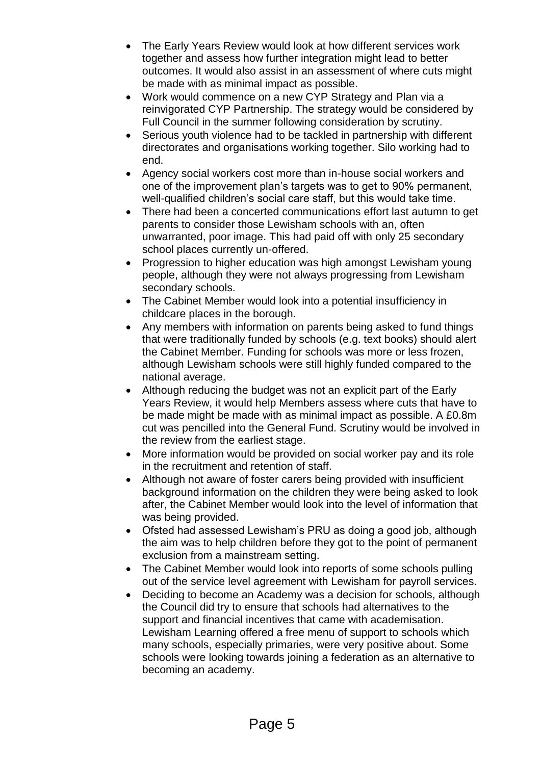- The Early Years Review would look at how different services work together and assess how further integration might lead to better outcomes. It would also assist in an assessment of where cuts might be made with as minimal impact as possible.
- Work would commence on a new CYP Strategy and Plan via a reinvigorated CYP Partnership. The strategy would be considered by Full Council in the summer following consideration by scrutiny.
- Serious youth violence had to be tackled in partnership with different directorates and organisations working together. Silo working had to end.
- Agency social workers cost more than in-house social workers and one of the improvement plan's targets was to get to 90% permanent, well-qualified children's social care staff, but this would take time.
- There had been a concerted communications effort last autumn to get parents to consider those Lewisham schools with an, often unwarranted, poor image. This had paid off with only 25 secondary school places currently un-offered.
- Progression to higher education was high amongst Lewisham young people, although they were not always progressing from Lewisham secondary schools.
- The Cabinet Member would look into a potential insufficiency in childcare places in the borough.
- Any members with information on parents being asked to fund things that were traditionally funded by schools (e.g. text books) should alert the Cabinet Member. Funding for schools was more or less frozen, although Lewisham schools were still highly funded compared to the national average.
- Although reducing the budget was not an explicit part of the Early Years Review, it would help Members assess where cuts that have to be made might be made with as minimal impact as possible. A £0.8m cut was pencilled into the General Fund. Scrutiny would be involved in the review from the earliest stage.
- More information would be provided on social worker pay and its role in the recruitment and retention of staff.
- Although not aware of foster carers being provided with insufficient background information on the children they were being asked to look after, the Cabinet Member would look into the level of information that was being provided.
- Ofsted had assessed Lewisham's PRU as doing a good job, although the aim was to help children before they got to the point of permanent exclusion from a mainstream setting.
- The Cabinet Member would look into reports of some schools pulling out of the service level agreement with Lewisham for payroll services.
- Deciding to become an Academy was a decision for schools, although the Council did try to ensure that schools had alternatives to the support and financial incentives that came with academisation. Lewisham Learning offered a free menu of support to schools which many schools, especially primaries, were very positive about. Some schools were looking towards joining a federation as an alternative to becoming an academy.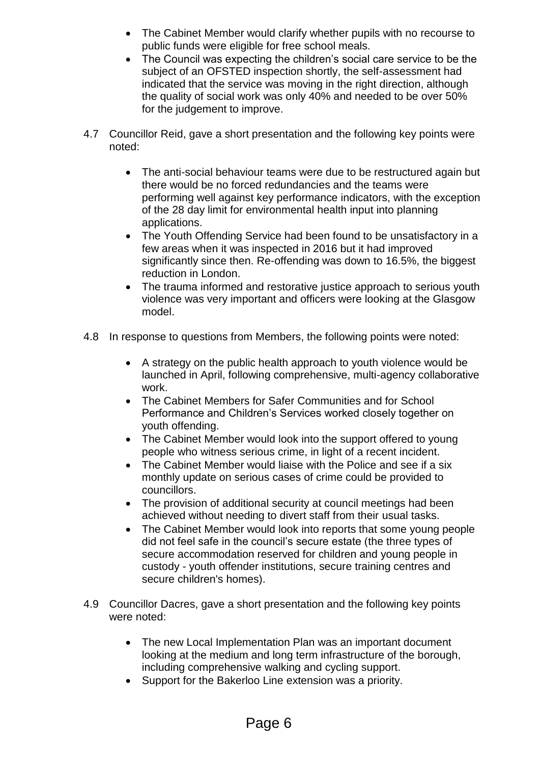- The Cabinet Member would clarify whether pupils with no recourse to public funds were eligible for free school meals.
- The Council was expecting the children's social care service to be the subject of an OFSTED inspection shortly, the self-assessment had indicated that the service was moving in the right direction, although the quality of social work was only 40% and needed to be over 50% for the judgement to improve.

4.7 Councillor Reid, gave a short presentation and the following key points were noted:

- The anti-social behaviour teams were due to be restructured again but there would be no forced redundancies and the teams were performing well against key performance indicators, with the exception of the 28 day limit for environmental health input into planning applications.
- The Youth Offending Service had been found to be unsatisfactory in a few areas when it was inspected in 2016 but it had improved significantly since then. Re-offending was down to 16.5%, the biggest reduction in London.
- The trauma informed and restorative justice approach to serious youth violence was very important and officers were looking at the Glasgow model.

4.8 In response to questions from Members, the following points were noted:

- A strategy on the public health approach to youth violence would be launched in April, following comprehensive, multi-agency collaborative work.
- The Cabinet Members for Safer Communities and for School Performance and Children's Services worked closely together on youth offending.
- The Cabinet Member would look into the support offered to young people who witness serious crime, in light of a recent incident.
- The Cabinet Member would liaise with the Police and see if a six monthly update on serious cases of crime could be provided to councillors.
- The provision of additional security at council meetings had been achieved without needing to divert staff from their usual tasks.
- The Cabinet Member would look into reports that some young people did not feel safe in the council's secure estate (the three types of secure accommodation reserved for children and young people in custody - youth offender institutions, secure training centres and secure children's homes).

4.9 Councillor Dacres, gave a short presentation and the following key points were noted:

- The new Local Implementation Plan was an important document looking at the medium and long term infrastructure of the borough, including comprehensive walking and cycling support.
- Support for the Bakerloo Line extension was a priority.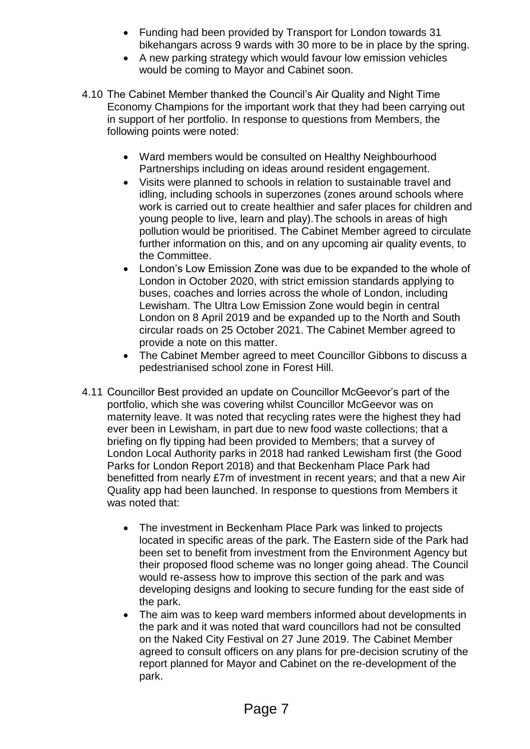- Funding had been provided by Transport for London towards 31 bikehangars across 9 wards with 30 more to be in place by the spring.
- A new parking strategy which would favour low emission vehicles would be coming to Mayor and Cabinet soon.

4.10 The Cabinet Member thanked the Council's Air Quality and Night Time Economy Champions for the important work that they had been carrying out in support of her portfolio. In response to questions from Members, the following points were noted:

- Ward members would be consulted on Healthy Neighbourhood Partnerships including on ideas around resident engagement.
- Visits were planned to schools in relation to sustainable travel and idling, including schools in superzones (zones around schools where work is carried out to create healthier and safer places for children and young people to live, learn and play).The schools in areas of high pollution would be prioritised. The Cabinet Member agreed to circulate further information on this, and on any upcoming air quality events, to the Committee.
- London's Low Emission Zone was due to be expanded to the whole of London in October 2020, with strict emission standards applying to buses, coaches and lorries across the whole of London, including Lewisham. The Ultra Low Emission Zone would begin in central London on 8 April 2019 and be expanded up to the North and South circular roads on 25 October 2021. The Cabinet Member agreed to provide a note on this matter.
- The Cabinet Member agreed to meet Councillor Gibbons to discuss a pedestrianised school zone in Forest Hill.

4.11 Councillor Best provided an update on Councillor McGeevor's part of the portfolio, which she was covering whilst Councillor McGeevor was on maternity leave. It was noted that recycling rates were the highest they had ever been in Lewisham, in part due to new food waste collections; that a briefing on fly tipping had been provided to Members; that a survey of London Local Authority parks in 2018 had ranked Lewisham first (the Good Parks for London Report 2018) and that Beckenham Place Park had benefitted from nearly £7m of investment in recent years; and that a new Air Quality app had been launched. In response to questions from Members it was noted that:

- The investment in Beckenham Place Park was linked to projects located in specific areas of the park. The Eastern side of the Park had been set to benefit from investment from the Environment Agency but their proposed flood scheme was no longer going ahead. The Council would re-assess how to improve this section of the park and was developing designs and looking to secure funding for the east side of the park.
- The aim was to keep ward members informed about developments in the park and it was noted that ward councillors had not be consulted on the Naked City Festival on 27 June 2019. The Cabinet Member agreed to consult officers on any plans for pre-decision scrutiny of the report planned for Mayor and Cabinet on the re-development of the park.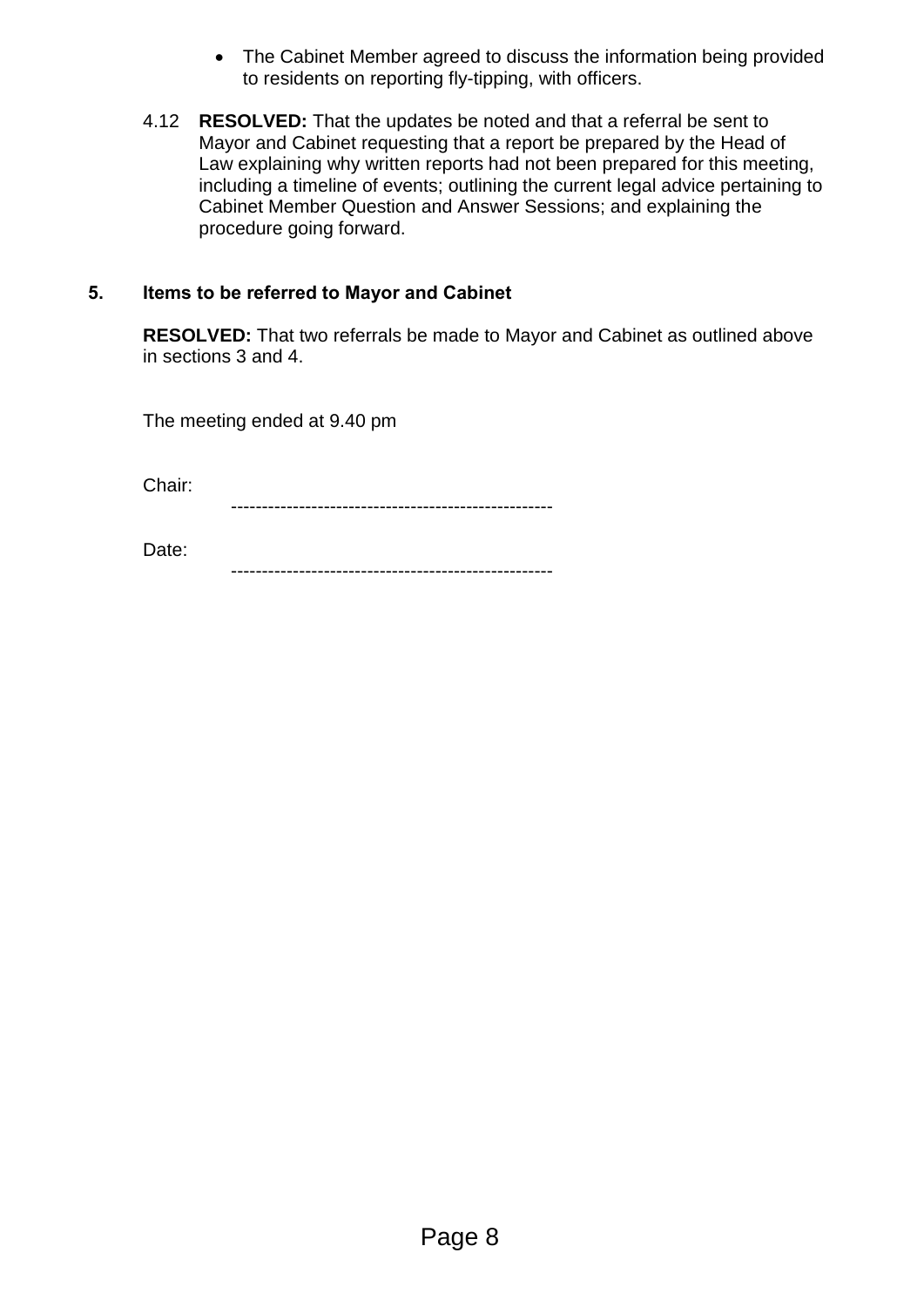- The Cabinet Member agreed to discuss the information being provided to residents on reporting fly-tipping, with officers.

4.12 **RESOLVED:** That the updates be noted and that a referral be sent to Mayor and Cabinet requesting that a report be prepared by the Head of Law explaining why written reports had not been prepared for this meeting, including a timeline of events; outlining the current legal advice pertaining to Cabinet Member Question and Answer Sessions; and explaining the procedure going forward.

## 5. Items to be referred to Mayor and Cabinet

**RESOLVED:** That two referrals be made to Mayor and Cabinet as outlined above in sections 3 and 4.

The meeting ended at 9.40 pm

Chair: ----------------------------------------------------

Date: ----------------------------------------------------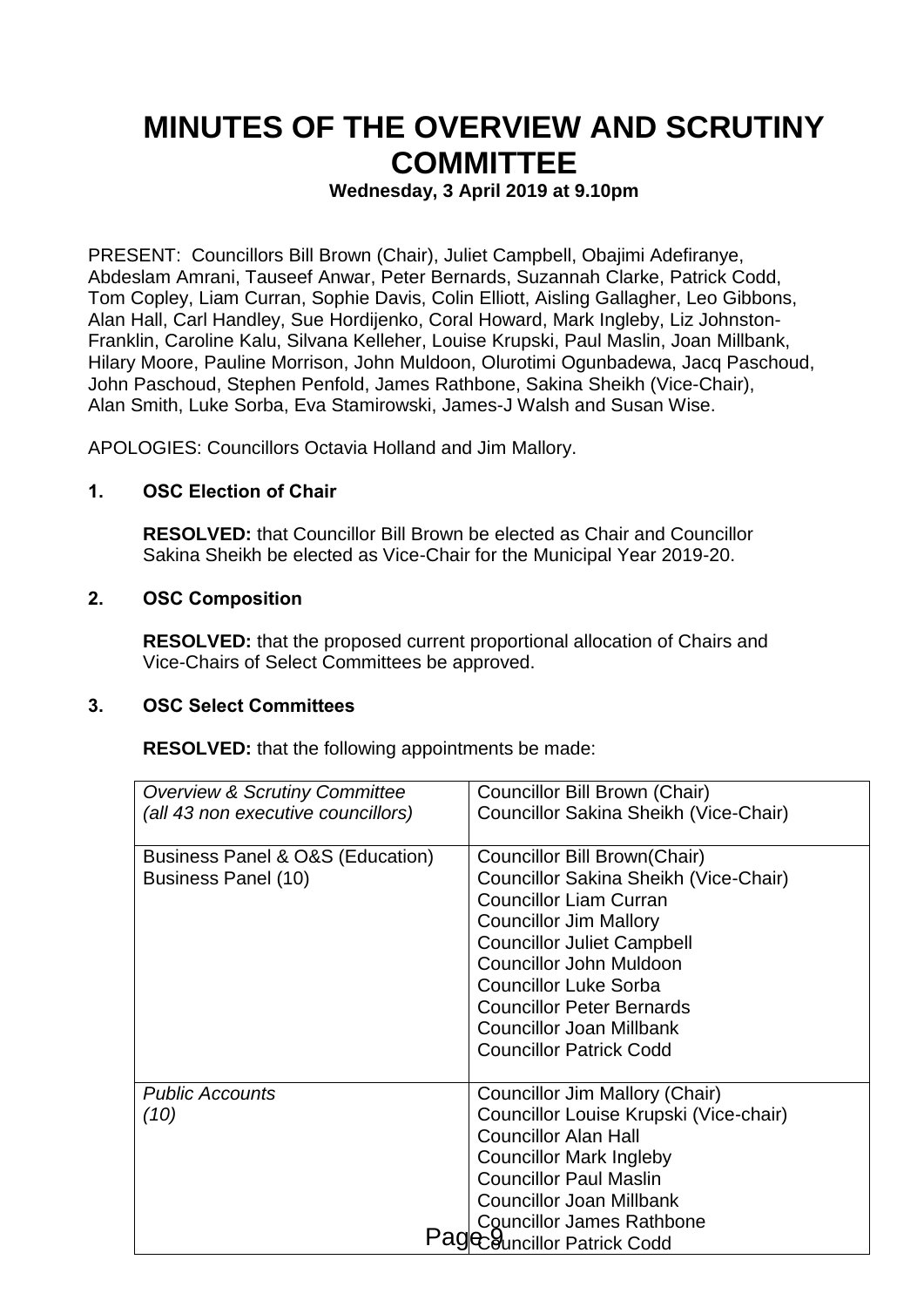# MINUTES OF THE OVERVIEW AND SCRUTINY COMMITTEE

**Wednesday, 3 April 2019 at 9.10pm**

PRESENT: Councillors Bill Brown (Chair), Juliet Campbell, Obajimi Adefiranye, Abdeslam Amrani, Tauseef Anwar, Peter Bernards, Suzannah Clarke, Patrick Codd, Tom Copley, Liam Curran, Sophie Davis, Colin Elliott, Aisling Gallagher, Leo Gibbons, Alan Hall, Carl Handley, Sue Hordijenko, Coral Howard, Mark Ingleby, Liz Johnston-Franklin, Caroline Kalu, Silvana Kelleher, Louise Krupski, Paul Maslin, Joan Millbank, Hilary Moore, Pauline Morrison, John Muldoon, Olurotimi Ogunbadewa, Jacq Paschoud, John Paschoud, Stephen Penfold, James Rathbone, Sakina Sheikh (Vice-Chair), Alan Smith, Luke Sorba, Eva Stamirowski, James-J Walsh and Susan Wise.

APOLOGIES: Councillors Octavia Holland and Jim Mallory.

## 1. OSC Election of Chair

**RESOLVED:** that Councillor Bill Brown be elected as Chair and Councillor Sakina Sheikh be elected as Vice-Chair for the Municipal Year 2019-20.

## 2. OSC Composition

**RESOLVED:** that the proposed current proportional allocation of Chairs and Vice-Chairs of Select Committees be approved.

## 3. OSC Select Committees

**RESOLVED:** that the following appointments be made:

| | |
|---|---|
| *Overview & Scrutiny Committee (all 43 non executive councillors)* | Councillor Bill Brown (Chair)<br>Councillor Sakina Sheikh (Vice-Chair) |
| Business Panel & O&S (Education) Business Panel (10) | Councillor Bill Brown(Chair)<br>Councillor Sakina Sheikh (Vice-Chair)<br>Councillor Liam Curran<br>Councillor Jim Mallory<br>Councillor Juliet Campbell<br>Councillor John Muldoon<br>Councillor Luke Sorba<br>Councillor Peter Bernards<br>Councillor Joan Millbank<br>Councillor Patrick Codd |
| *Public Accounts (10)* | Councillor Jim Mallory (Chair)<br>Councillor Louise Krupski (Vice-chair)<br>Councillor Alan Hall<br>Councillor Mark Ingleby<br>Councillor Paul Maslin<br>Councillor Joan Millbank<br>Councillor James Rathbone<br>Councillor Patrick Codd |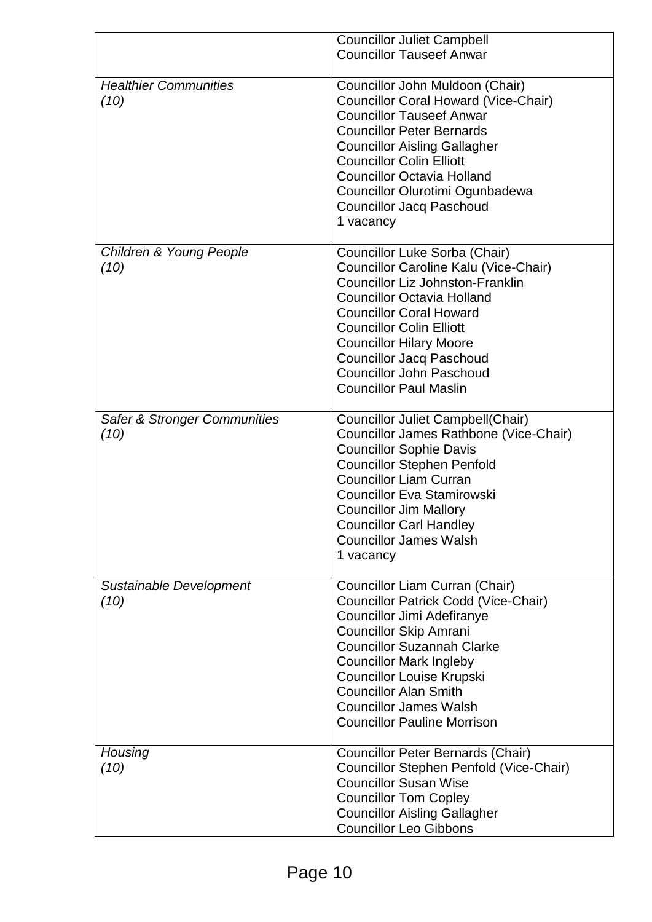| | |
|---|---|
| | Councillor Juliet Campbell<br>Councillor Tauseef Anwar |
| *Healthier Communities*<br>*(10)* | Councillor John Muldoon (Chair)<br>Councillor Coral Howard (Vice-Chair)<br>Councillor Tauseef Anwar<br>Councillor Peter Bernards<br>Councillor Aisling Gallagher<br>Councillor Colin Elliott<br>Councillor Octavia Holland<br>Councillor Olurotimi Ogunbadewa<br>Councillor Jacq Paschoud<br>1 vacancy |
| *Children & Young People*<br>*(10)* | Councillor Luke Sorba (Chair)<br>Councillor Caroline Kalu (Vice-Chair)<br>Councillor Liz Johnston-Franklin<br>Councillor Octavia Holland<br>Councillor Coral Howard<br>Councillor Colin Elliott<br>Councillor Hilary Moore<br>Councillor Jacq Paschoud<br>Councillor John Paschoud<br>Councillor Paul Maslin |
| *Safer & Stronger Communities*<br>*(10)* | Councillor Juliet Campbell(Chair)<br>Councillor James Rathbone (Vice-Chair)<br>Councillor Sophie Davis<br>Councillor Stephen Penfold<br>Councillor Liam Curran<br>Councillor Eva Stamirowski<br>Councillor Jim Mallory<br>Councillor Carl Handley<br>Councillor James Walsh<br>1 vacancy |
| *Sustainable Development*<br>*(10)* | Councillor Liam Curran (Chair)<br>Councillor Patrick Codd (Vice-Chair)<br>Councillor Jimi Adefiranye<br>Councillor Skip Amrani<br>Councillor Suzannah Clarke<br>Councillor Mark Ingleby<br>Councillor Louise Krupski<br>Councillor Alan Smith<br>Councillor James Walsh<br>Councillor Pauline Morrison |
| *Housing*<br>*(10)* | Councillor Peter Bernards (Chair)<br>Councillor Stephen Penfold (Vice-Chair)<br>Councillor Susan Wise<br>Councillor Tom Copley<br>Councillor Aisling Gallagher<br>Councillor Leo Gibbons |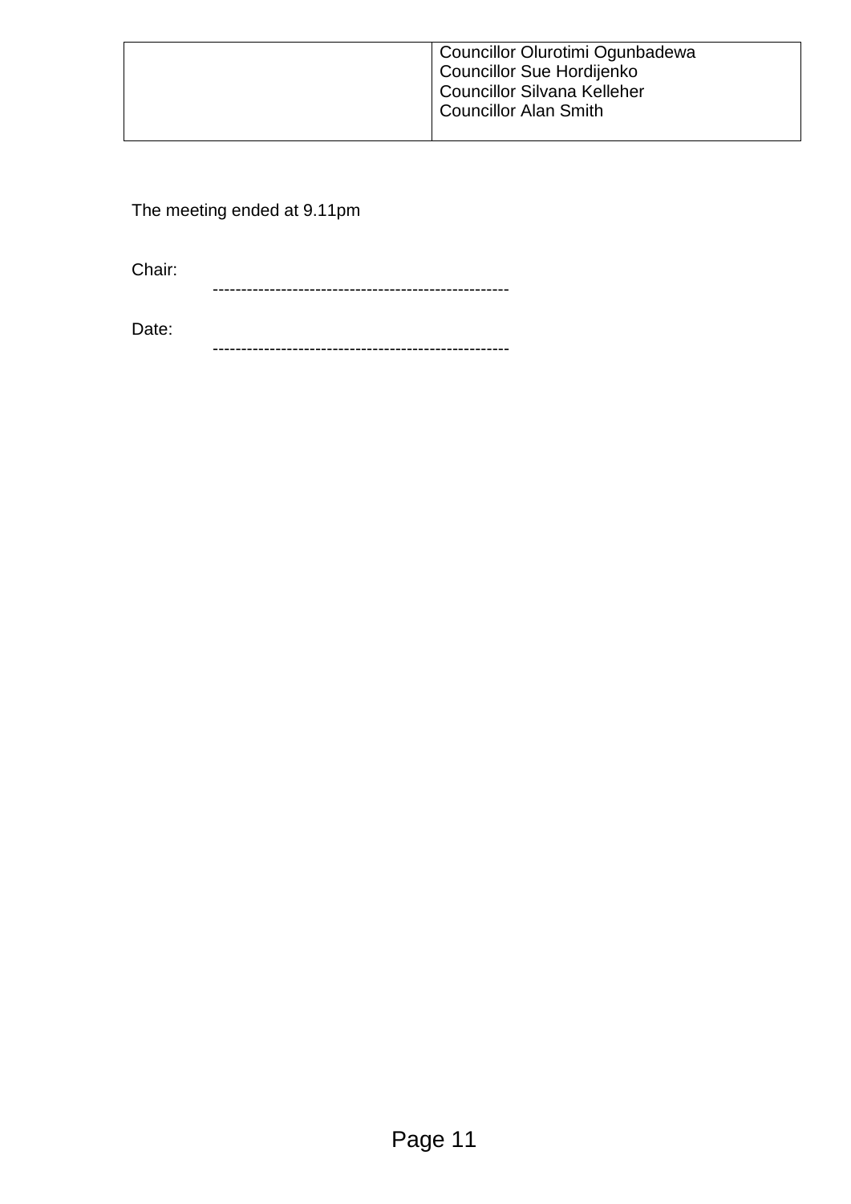| | Councillor Olurotimi Ogunbadewa<br>Councillor Sue Hordijenko<br>Councillor Silvana Kelleher<br>Councillor Alan Smith |
|---|---|

The meeting ended at 9.11pm

Chair: ----------------------------------------------------

Date: ----------------------------------------------------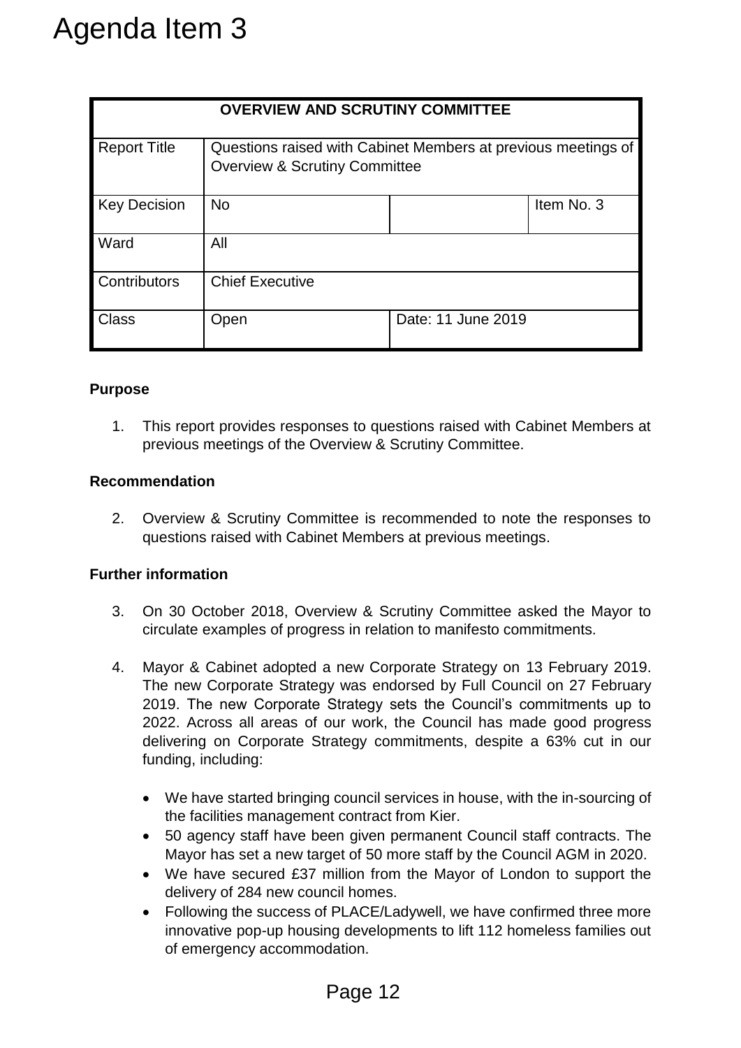# Agenda Item 3

| OVERVIEW AND SCRUTINY COMMITTEE | | | |
|---|---|---|---|
| Report Title | Questions raised with Cabinet Members at previous meetings of Overview & Scrutiny Committee | | |
| Key Decision | No | | Item No. 3 |
| Ward | All | | |
| Contributors | Chief Executive | | |
| Class | Open | Date: 11 June 2019 | |

**Purpose**

1. This report provides responses to questions raised with Cabinet Members at previous meetings of the Overview & Scrutiny Committee.

**Recommendation**

2. Overview & Scrutiny Committee is recommended to note the responses to questions raised with Cabinet Members at previous meetings.

**Further information**

3. On 30 October 2018, Overview & Scrutiny Committee asked the Mayor to circulate examples of progress in relation to manifesto commitments.

4. Mayor & Cabinet adopted a new Corporate Strategy on 13 February 2019. The new Corporate Strategy was endorsed by Full Council on 27 February 2019. The new Corporate Strategy sets the Council's commitments up to 2022. Across all areas of our work, the Council has made good progress delivering on Corporate Strategy commitments, despite a 63% cut in our funding, including:

   - We have started bringing council services in house, with the in-sourcing of the facilities management contract from Kier.
   - 50 agency staff have been given permanent Council staff contracts. The Mayor has set a new target of 50 more staff by the Council AGM in 2020.
   - We have secured £37 million from the Mayor of London to support the delivery of 284 new council homes.
   - Following the success of PLACE/Ladywell, we have confirmed three more innovative pop-up housing developments to lift 112 homeless families out of emergency accommodation.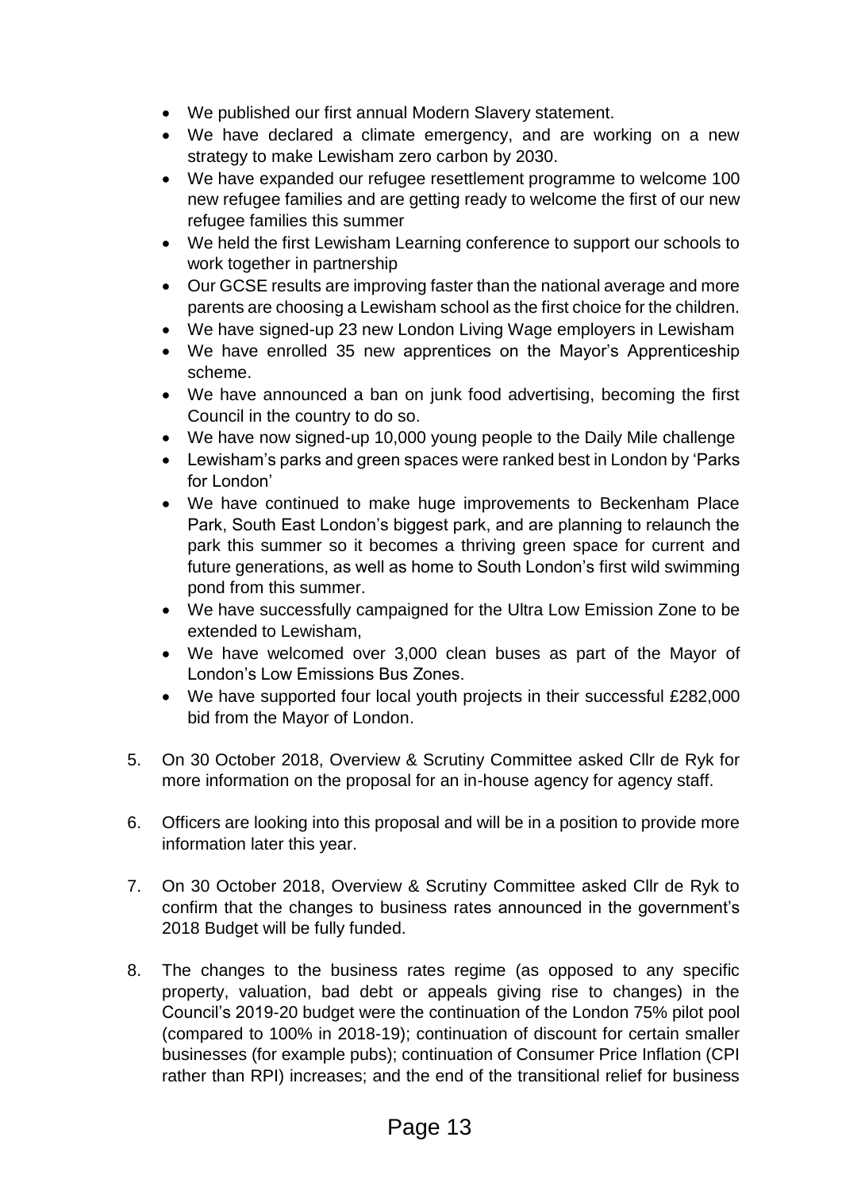- We published our first annual Modern Slavery statement.
- We have declared a climate emergency, and are working on a new strategy to make Lewisham zero carbon by 2030.
- We have expanded our refugee resettlement programme to welcome 100 new refugee families and are getting ready to welcome the first of our new refugee families this summer
- We held the first Lewisham Learning conference to support our schools to work together in partnership
- Our GCSE results are improving faster than the national average and more parents are choosing a Lewisham school as the first choice for the children.
- We have signed-up 23 new London Living Wage employers in Lewisham
- We have enrolled 35 new apprentices on the Mayor's Apprenticeship scheme.
- We have announced a ban on junk food advertising, becoming the first Council in the country to do so.
- We have now signed-up 10,000 young people to the Daily Mile challenge
- Lewisham's parks and green spaces were ranked best in London by 'Parks for London'
- We have continued to make huge improvements to Beckenham Place Park, South East London's biggest park, and are planning to relaunch the park this summer so it becomes a thriving green space for current and future generations, as well as home to South London's first wild swimming pond from this summer.
- We have successfully campaigned for the Ultra Low Emission Zone to be extended to Lewisham,
- We have welcomed over 3,000 clean buses as part of the Mayor of London's Low Emissions Bus Zones.
- We have supported four local youth projects in their successful £282,000 bid from the Mayor of London.

5. On 30 October 2018, Overview & Scrutiny Committee asked Cllr de Ryk for more information on the proposal for an in-house agency for agency staff.

6. Officers are looking into this proposal and will be in a position to provide more information later this year.

7. On 30 October 2018, Overview & Scrutiny Committee asked Cllr de Ryk to confirm that the changes to business rates announced in the government's 2018 Budget will be fully funded.

8. The changes to the business rates regime (as opposed to any specific property, valuation, bad debt or appeals giving rise to changes) in the Council's 2019-20 budget were the continuation of the London 75% pilot pool (compared to 100% in 2018-19); continuation of discount for certain smaller businesses (for example pubs); continuation of Consumer Price Inflation (CPI rather than RPI) increases; and the end of the transitional relief for business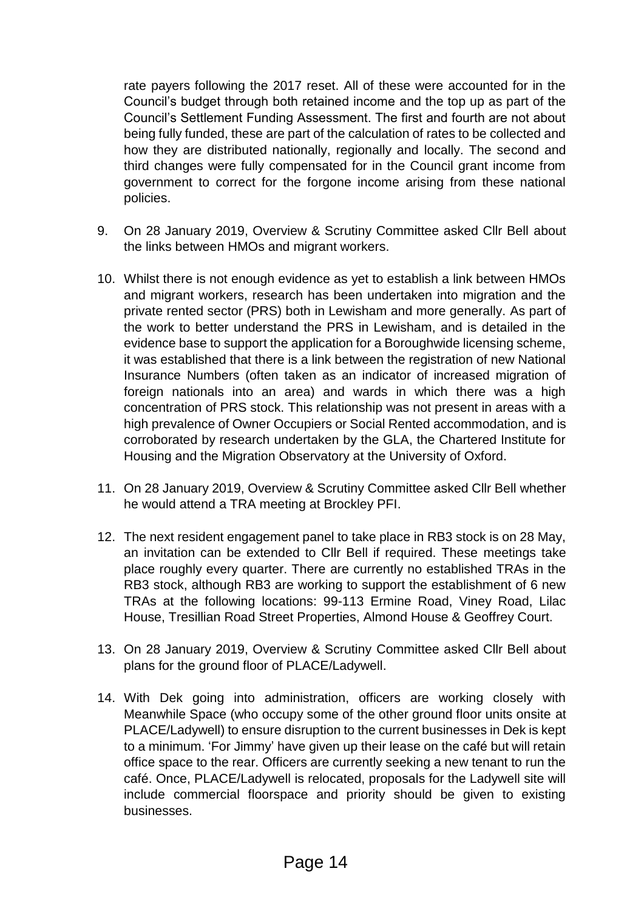rate payers following the 2017 reset. All of these were accounted for in the Council's budget through both retained income and the top up as part of the Council's Settlement Funding Assessment. The first and fourth are not about being fully funded, these are part of the calculation of rates to be collected and how they are distributed nationally, regionally and locally. The second and third changes were fully compensated for in the Council grant income from government to correct for the forgone income arising from these national policies.

9. On 28 January 2019, Overview & Scrutiny Committee asked Cllr Bell about the links between HMOs and migrant workers.

10. Whilst there is not enough evidence as yet to establish a link between HMOs and migrant workers, research has been undertaken into migration and the private rented sector (PRS) both in Lewisham and more generally. As part of the work to better understand the PRS in Lewisham, and is detailed in the evidence base to support the application for a Boroughwide licensing scheme, it was established that there is a link between the registration of new National Insurance Numbers (often taken as an indicator of increased migration of foreign nationals into an area) and wards in which there was a high concentration of PRS stock. This relationship was not present in areas with a high prevalence of Owner Occupiers or Social Rented accommodation, and is corroborated by research undertaken by the GLA, the Chartered Institute for Housing and the Migration Observatory at the University of Oxford.

11. On 28 January 2019, Overview & Scrutiny Committee asked Cllr Bell whether he would attend a TRA meeting at Brockley PFI.

12. The next resident engagement panel to take place in RB3 stock is on 28 May, an invitation can be extended to Cllr Bell if required. These meetings take place roughly every quarter. There are currently no established TRAs in the RB3 stock, although RB3 are working to support the establishment of 6 new TRAs at the following locations: 99-113 Ermine Road, Viney Road, Lilac House, Tresillian Road Street Properties, Almond House & Geoffrey Court.

13. On 28 January 2019, Overview & Scrutiny Committee asked Cllr Bell about plans for the ground floor of PLACE/Ladywell.

14. With Dek going into administration, officers are working closely with Meanwhile Space (who occupy some of the other ground floor units onsite at PLACE/Ladywell) to ensure disruption to the current businesses in Dek is kept to a minimum. 'For Jimmy' have given up their lease on the café but will retain office space to the rear. Officers are currently seeking a new tenant to run the café. Once, PLACE/Ladywell is relocated, proposals for the Ladywell site will include commercial floorspace and priority should be given to existing businesses.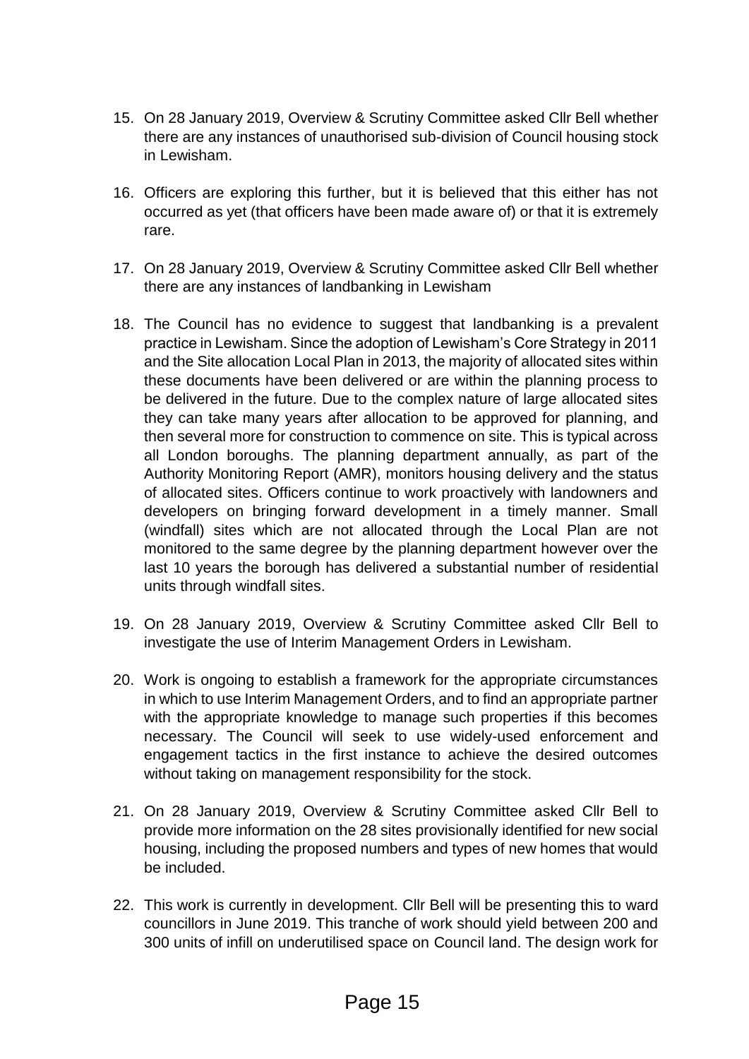15. On 28 January 2019, Overview & Scrutiny Committee asked Cllr Bell whether there are any instances of unauthorised sub-division of Council housing stock in Lewisham.

16. Officers are exploring this further, but it is believed that this either has not occurred as yet (that officers have been made aware of) or that it is extremely rare.

17. On 28 January 2019, Overview & Scrutiny Committee asked Cllr Bell whether there are any instances of landbanking in Lewisham

18. The Council has no evidence to suggest that landbanking is a prevalent practice in Lewisham. Since the adoption of Lewisham's Core Strategy in 2011 and the Site allocation Local Plan in 2013, the majority of allocated sites within these documents have been delivered or are within the planning process to be delivered in the future. Due to the complex nature of large allocated sites they can take many years after allocation to be approved for planning, and then several more for construction to commence on site. This is typical across all London boroughs. The planning department annually, as part of the Authority Monitoring Report (AMR), monitors housing delivery and the status of allocated sites. Officers continue to work proactively with landowners and developers on bringing forward development in a timely manner. Small (windfall) sites which are not allocated through the Local Plan are not monitored to the same degree by the planning department however over the last 10 years the borough has delivered a substantial number of residential units through windfall sites.

19. On 28 January 2019, Overview & Scrutiny Committee asked Cllr Bell to investigate the use of Interim Management Orders in Lewisham.

20. Work is ongoing to establish a framework for the appropriate circumstances in which to use Interim Management Orders, and to find an appropriate partner with the appropriate knowledge to manage such properties if this becomes necessary. The Council will seek to use widely-used enforcement and engagement tactics in the first instance to achieve the desired outcomes without taking on management responsibility for the stock.

21. On 28 January 2019, Overview & Scrutiny Committee asked Cllr Bell to provide more information on the 28 sites provisionally identified for new social housing, including the proposed numbers and types of new homes that would be included.

22. This work is currently in development. Cllr Bell will be presenting this to ward councillors in June 2019. This tranche of work should yield between 200 and 300 units of infill on underutilised space on Council land. The design work for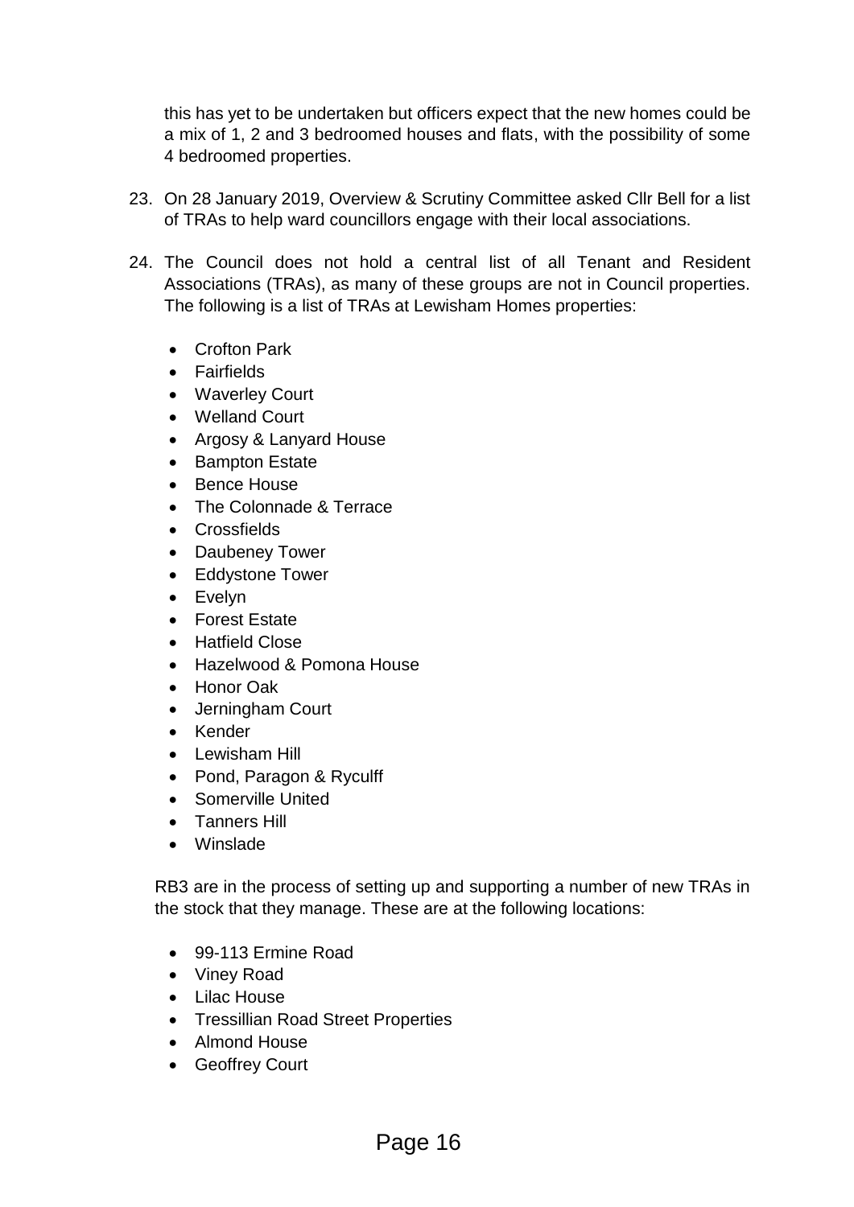this has yet to be undertaken but officers expect that the new homes could be a mix of 1, 2 and 3 bedroomed houses and flats, with the possibility of some 4 bedroomed properties.

23. On 28 January 2019, Overview & Scrutiny Committee asked Cllr Bell for a list of TRAs to help ward councillors engage with their local associations.

24. The Council does not hold a central list of all Tenant and Resident Associations (TRAs), as many of these groups are not in Council properties. The following is a list of TRAs at Lewisham Homes properties:

    - Crofton Park
    - Fairfields
    - Waverley Court
    - Welland Court
    - Argosy & Lanyard House
    - Bampton Estate
    - Bence House
    - The Colonnade & Terrace
    - Crossfields
    - Daubeney Tower
    - Eddystone Tower
    - Evelyn
    - Forest Estate
    - Hatfield Close
    - Hazelwood & Pomona House
    - Honor Oak
    - Jerningham Court
    - Kender
    - Lewisham Hill
    - Pond, Paragon & Ryculff
    - Somerville United
    - Tanners Hill
    - Winslade

    RB3 are in the process of setting up and supporting a number of new TRAs in the stock that they manage. These are at the following locations:

    - 99-113 Ermine Road
    - Viney Road
    - Lilac House
    - Tressillian Road Street Properties
    - Almond House
    - Geoffrey Court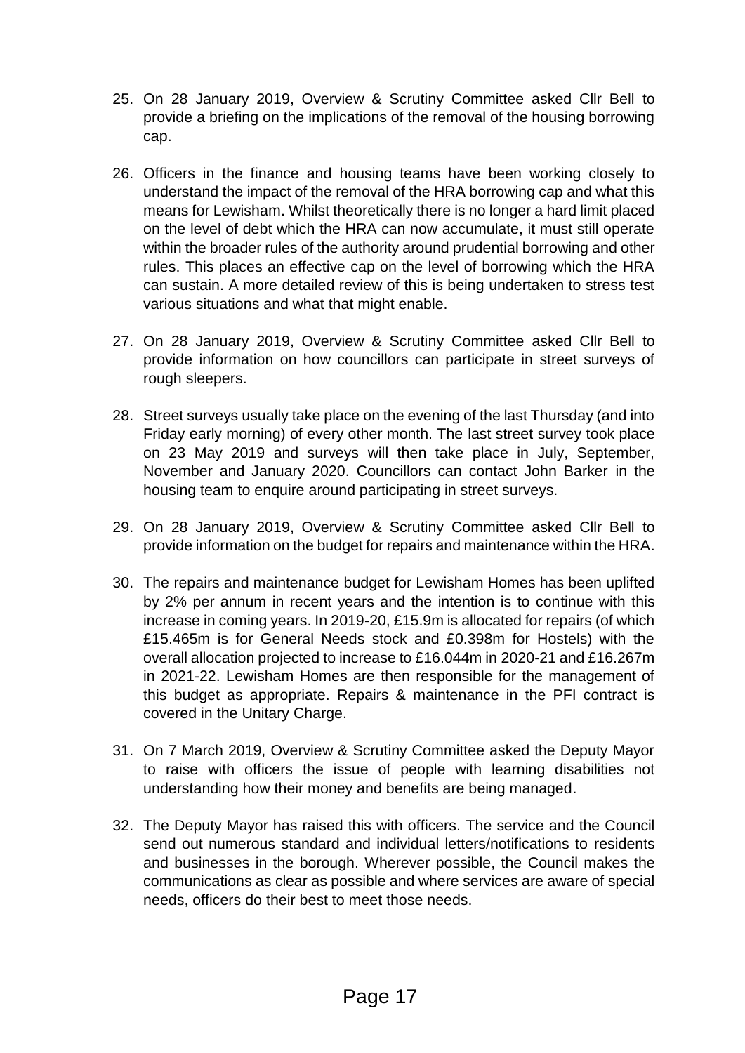25. On 28 January 2019, Overview & Scrutiny Committee asked Cllr Bell to provide a briefing on the implications of the removal of the housing borrowing cap.

26. Officers in the finance and housing teams have been working closely to understand the impact of the removal of the HRA borrowing cap and what this means for Lewisham. Whilst theoretically there is no longer a hard limit placed on the level of debt which the HRA can now accumulate, it must still operate within the broader rules of the authority around prudential borrowing and other rules. This places an effective cap on the level of borrowing which the HRA can sustain. A more detailed review of this is being undertaken to stress test various situations and what that might enable.

27. On 28 January 2019, Overview & Scrutiny Committee asked Cllr Bell to provide information on how councillors can participate in street surveys of rough sleepers.

28. Street surveys usually take place on the evening of the last Thursday (and into Friday early morning) of every other month. The last street survey took place on 23 May 2019 and surveys will then take place in July, September, November and January 2020. Councillors can contact John Barker in the housing team to enquire around participating in street surveys.

29. On 28 January 2019, Overview & Scrutiny Committee asked Cllr Bell to provide information on the budget for repairs and maintenance within the HRA.

30. The repairs and maintenance budget for Lewisham Homes has been uplifted by 2% per annum in recent years and the intention is to continue with this increase in coming years. In 2019-20, £15.9m is allocated for repairs (of which £15.465m is for General Needs stock and £0.398m for Hostels) with the overall allocation projected to increase to £16.044m in 2020-21 and £16.267m in 2021-22. Lewisham Homes are then responsible for the management of this budget as appropriate. Repairs & maintenance in the PFI contract is covered in the Unitary Charge.

31. On 7 March 2019, Overview & Scrutiny Committee asked the Deputy Mayor to raise with officers the issue of people with learning disabilities not understanding how their money and benefits are being managed.

32. The Deputy Mayor has raised this with officers. The service and the Council send out numerous standard and individual letters/notifications to residents and businesses in the borough. Wherever possible, the Council makes the communications as clear as possible and where services are aware of special needs, officers do their best to meet those needs.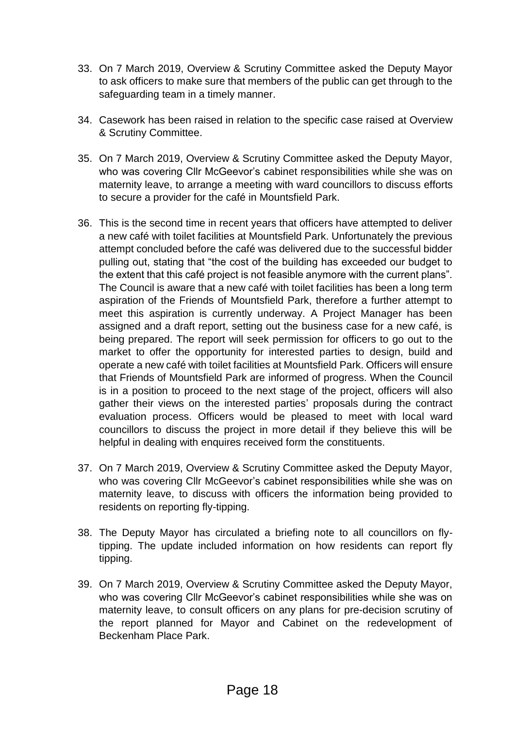33. On 7 March 2019, Overview & Scrutiny Committee asked the Deputy Mayor to ask officers to make sure that members of the public can get through to the safeguarding team in a timely manner.

34. Casework has been raised in relation to the specific case raised at Overview & Scrutiny Committee.

35. On 7 March 2019, Overview & Scrutiny Committee asked the Deputy Mayor, who was covering Cllr McGeevor's cabinet responsibilities while she was on maternity leave, to arrange a meeting with ward councillors to discuss efforts to secure a provider for the café in Mountsfield Park.

36. This is the second time in recent years that officers have attempted to deliver a new café with toilet facilities at Mountsfield Park. Unfortunately the previous attempt concluded before the café was delivered due to the successful bidder pulling out, stating that "the cost of the building has exceeded our budget to the extent that this café project is not feasible anymore with the current plans". The Council is aware that a new café with toilet facilities has been a long term aspiration of the Friends of Mountsfield Park, therefore a further attempt to meet this aspiration is currently underway. A Project Manager has been assigned and a draft report, setting out the business case for a new café, is being prepared. The report will seek permission for officers to go out to the market to offer the opportunity for interested parties to design, build and operate a new café with toilet facilities at Mountsfield Park. Officers will ensure that Friends of Mountsfield Park are informed of progress. When the Council is in a position to proceed to the next stage of the project, officers will also gather their views on the interested parties' proposals during the contract evaluation process. Officers would be pleased to meet with local ward councillors to discuss the project in more detail if they believe this will be helpful in dealing with enquires received form the constituents.

37. On 7 March 2019, Overview & Scrutiny Committee asked the Deputy Mayor, who was covering Cllr McGeevor's cabinet responsibilities while she was on maternity leave, to discuss with officers the information being provided to residents on reporting fly-tipping.

38. The Deputy Mayor has circulated a briefing note to all councillors on fly-tipping. The update included information on how residents can report fly tipping.

39. On 7 March 2019, Overview & Scrutiny Committee asked the Deputy Mayor, who was covering Cllr McGeevor's cabinet responsibilities while she was on maternity leave, to consult officers on any plans for pre-decision scrutiny of the report planned for Mayor and Cabinet on the redevelopment of Beckenham Place Park.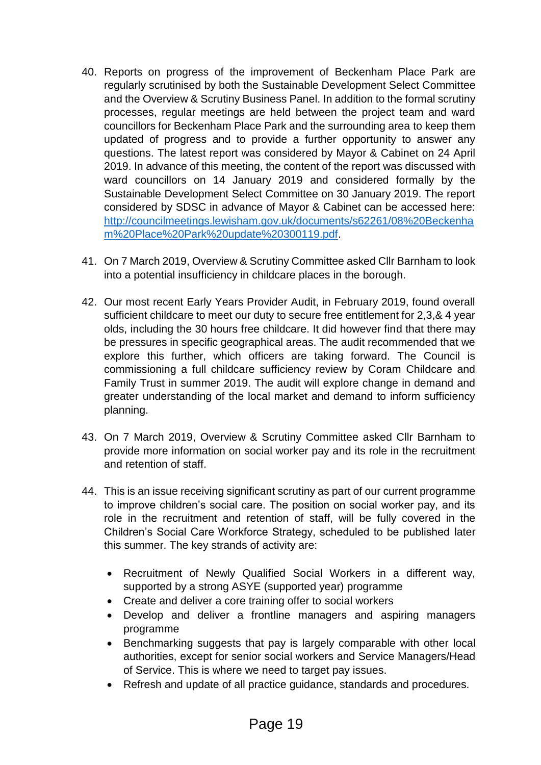40. Reports on progress of the improvement of Beckenham Place Park are regularly scrutinised by both the Sustainable Development Select Committee and the Overview & Scrutiny Business Panel. In addition to the formal scrutiny processes, regular meetings are held between the project team and ward councillors for Beckenham Place Park and the surrounding area to keep them updated of progress and to provide a further opportunity to answer any questions. The latest report was considered by Mayor & Cabinet on 24 April 2019. In advance of this meeting, the content of the report was discussed with ward councillors on 14 January 2019 and considered formally by the Sustainable Development Select Committee on 30 January 2019. The report considered by SDSC in advance of Mayor & Cabinet can be accessed here: [http://councilmeetings.lewisham.gov.uk/documents/s62261/08%20Beckenham%20Place%20Park%20update%20300119.pdf](http://councilmeetings.lewisham.gov.uk/documents/s62261/08%20Beckenham%20Place%20Park%20update%20300119.pdf).

41. On 7 March 2019, Overview & Scrutiny Committee asked Cllr Barnham to look into a potential insufficiency in childcare places in the borough.

42. Our most recent Early Years Provider Audit, in February 2019, found overall sufficient childcare to meet our duty to secure free entitlement for 2,3,& 4 year olds, including the 30 hours free childcare. It did however find that there may be pressures in specific geographical areas. The audit recommended that we explore this further, which officers are taking forward. The Council is commissioning a full childcare sufficiency review by Coram Childcare and Family Trust in summer 2019. The audit will explore change in demand and greater understanding of the local market and demand to inform sufficiency planning.

43. On 7 March 2019, Overview & Scrutiny Committee asked Cllr Barnham to provide more information on social worker pay and its role in the recruitment and retention of staff.

44. This is an issue receiving significant scrutiny as part of our current programme to improve children's social care. The position on social worker pay, and its role in the recruitment and retention of staff, will be fully covered in the Children's Social Care Workforce Strategy, scheduled to be published later this summer. The key strands of activity are:

    - Recruitment of Newly Qualified Social Workers in a different way, supported by a strong ASYE (supported year) programme
    - Create and deliver a core training offer to social workers
    - Develop and deliver a frontline managers and aspiring managers programme
    - Benchmarking suggests that pay is largely comparable with other local authorities, except for senior social workers and Service Managers/Head of Service. This is where we need to target pay issues.
    - Refresh and update of all practice guidance, standards and procedures.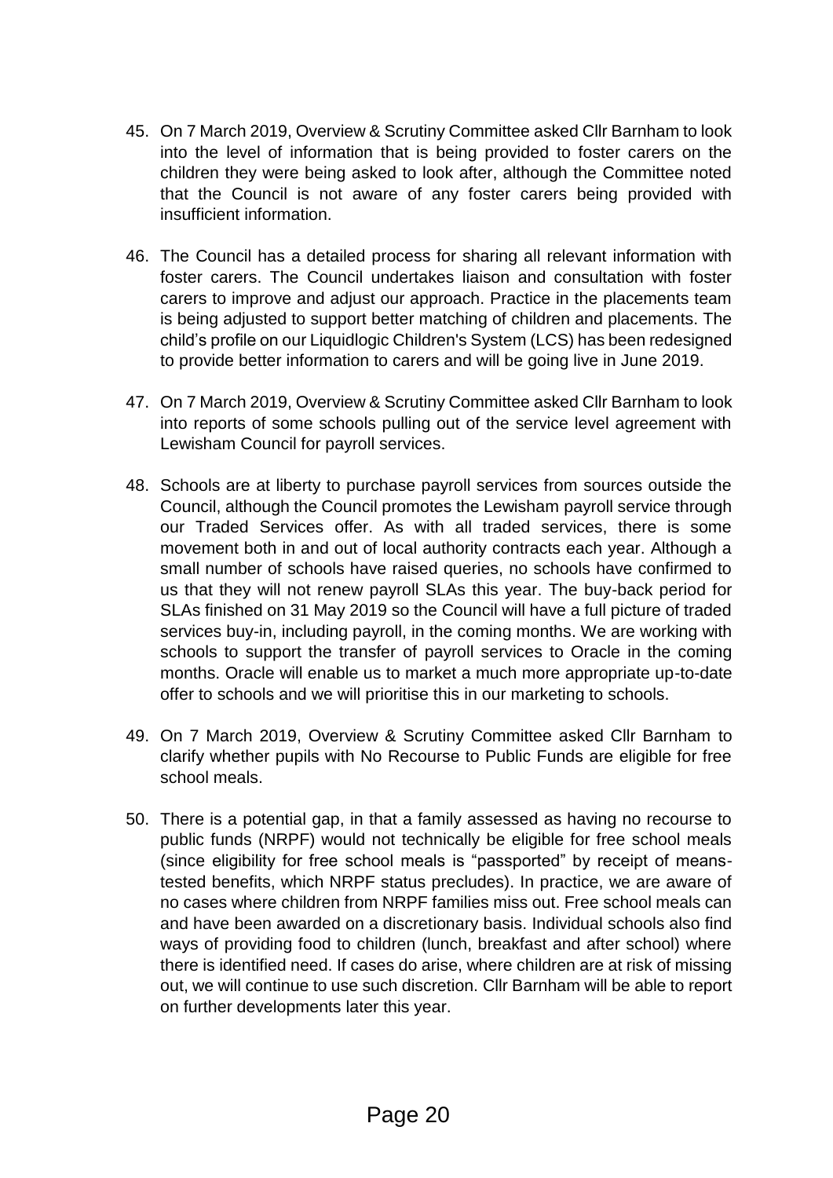45. On 7 March 2019, Overview & Scrutiny Committee asked Cllr Barnham to look into the level of information that is being provided to foster carers on the children they were being asked to look after, although the Committee noted that the Council is not aware of any foster carers being provided with insufficient information.

46. The Council has a detailed process for sharing all relevant information with foster carers. The Council undertakes liaison and consultation with foster carers to improve and adjust our approach. Practice in the placements team is being adjusted to support better matching of children and placements. The child's profile on our Liquidlogic Children's System (LCS) has been redesigned to provide better information to carers and will be going live in June 2019.

47. On 7 March 2019, Overview & Scrutiny Committee asked Cllr Barnham to look into reports of some schools pulling out of the service level agreement with Lewisham Council for payroll services.

48. Schools are at liberty to purchase payroll services from sources outside the Council, although the Council promotes the Lewisham payroll service through our Traded Services offer. As with all traded services, there is some movement both in and out of local authority contracts each year. Although a small number of schools have raised queries, no schools have confirmed to us that they will not renew payroll SLAs this year. The buy-back period for SLAs finished on 31 May 2019 so the Council will have a full picture of traded services buy-in, including payroll, in the coming months. We are working with schools to support the transfer of payroll services to Oracle in the coming months. Oracle will enable us to market a much more appropriate up-to-date offer to schools and we will prioritise this in our marketing to schools.

49. On 7 March 2019, Overview & Scrutiny Committee asked Cllr Barnham to clarify whether pupils with No Recourse to Public Funds are eligible for free school meals.

50. There is a potential gap, in that a family assessed as having no recourse to public funds (NRPF) would not technically be eligible for free school meals (since eligibility for free school meals is "passported" by receipt of means-tested benefits, which NRPF status precludes). In practice, we are aware of no cases where children from NRPF families miss out. Free school meals can and have been awarded on a discretionary basis. Individual schools also find ways of providing food to children (lunch, breakfast and after school) where there is identified need. If cases do arise, where children are at risk of missing out, we will continue to use such discretion. Cllr Barnham will be able to report on further developments later this year.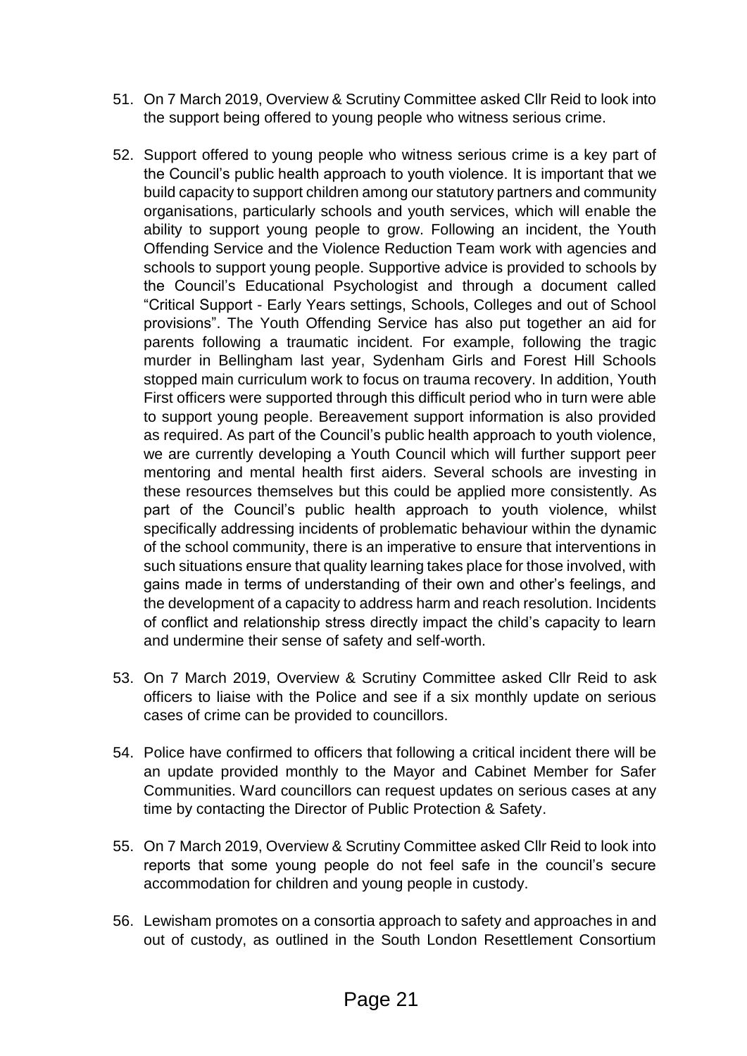51. On 7 March 2019, Overview & Scrutiny Committee asked Cllr Reid to look into the support being offered to young people who witness serious crime.

52. Support offered to young people who witness serious crime is a key part of the Council's public health approach to youth violence. It is important that we build capacity to support children among our statutory partners and community organisations, particularly schools and youth services, which will enable the ability to support young people to grow. Following an incident, the Youth Offending Service and the Violence Reduction Team work with agencies and schools to support young people. Supportive advice is provided to schools by the Council's Educational Psychologist and through a document called "Critical Support - Early Years settings, Schools, Colleges and out of School provisions". The Youth Offending Service has also put together an aid for parents following a traumatic incident. For example, following the tragic murder in Bellingham last year, Sydenham Girls and Forest Hill Schools stopped main curriculum work to focus on trauma recovery. In addition, Youth First officers were supported through this difficult period who in turn were able to support young people. Bereavement support information is also provided as required. As part of the Council's public health approach to youth violence, we are currently developing a Youth Council which will further support peer mentoring and mental health first aiders. Several schools are investing in these resources themselves but this could be applied more consistently. As part of the Council's public health approach to youth violence, whilst specifically addressing incidents of problematic behaviour within the dynamic of the school community, there is an imperative to ensure that interventions in such situations ensure that quality learning takes place for those involved, with gains made in terms of understanding of their own and other's feelings, and the development of a capacity to address harm and reach resolution. Incidents of conflict and relationship stress directly impact the child's capacity to learn and undermine their sense of safety and self-worth.

53. On 7 March 2019, Overview & Scrutiny Committee asked Cllr Reid to ask officers to liaise with the Police and see if a six monthly update on serious cases of crime can be provided to councillors.

54. Police have confirmed to officers that following a critical incident there will be an update provided monthly to the Mayor and Cabinet Member for Safer Communities. Ward councillors can request updates on serious cases at any time by contacting the Director of Public Protection & Safety.

55. On 7 March 2019, Overview & Scrutiny Committee asked Cllr Reid to look into reports that some young people do not feel safe in the council's secure accommodation for children and young people in custody.

56. Lewisham promotes on a consortia approach to safety and approaches in and out of custody, as outlined in the South London Resettlement Consortium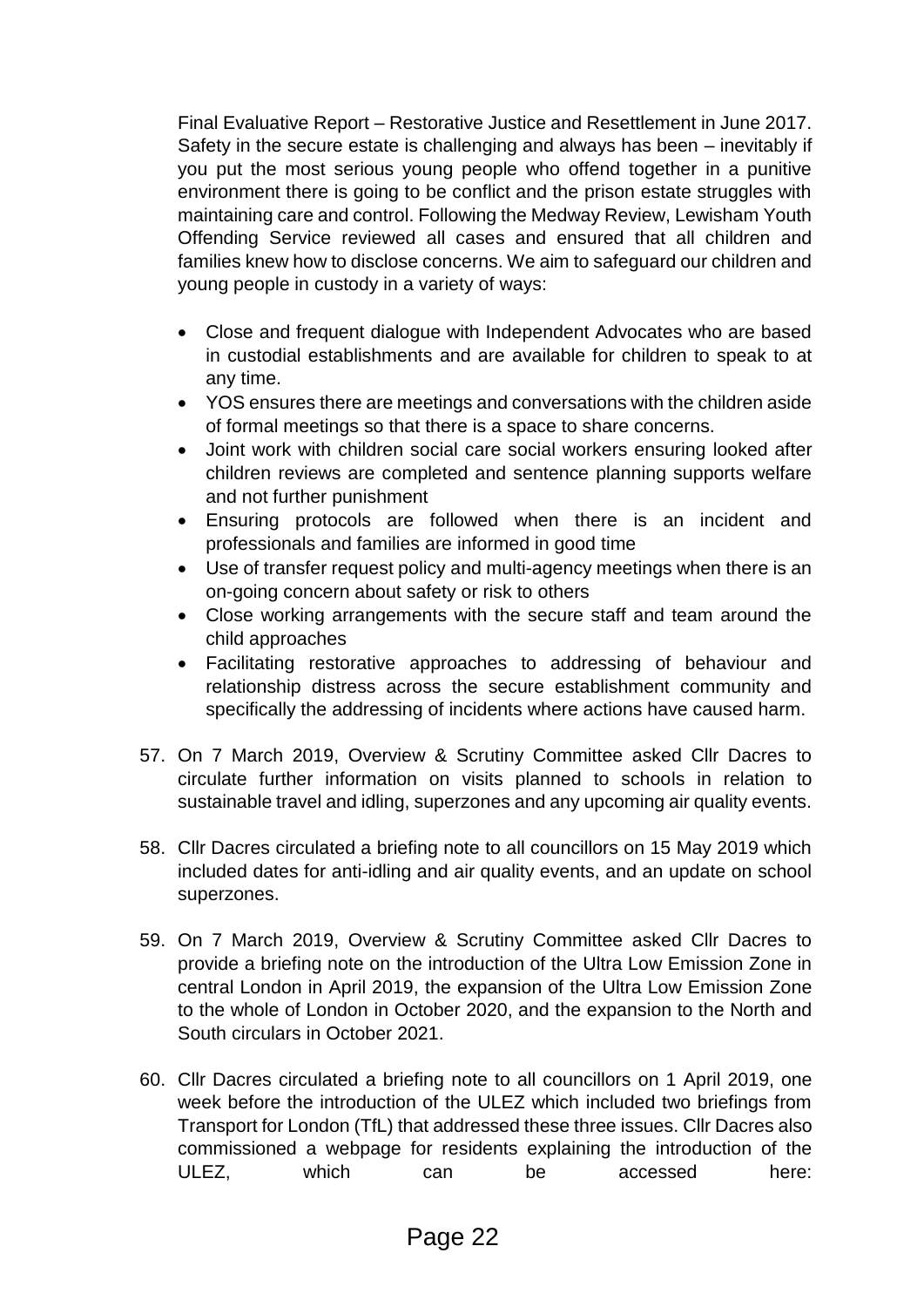Final Evaluative Report – Restorative Justice and Resettlement in June 2017. Safety in the secure estate is challenging and always has been – inevitably if you put the most serious young people who offend together in a punitive environment there is going to be conflict and the prison estate struggles with maintaining care and control. Following the Medway Review, Lewisham Youth Offending Service reviewed all cases and ensured that all children and families knew how to disclose concerns. We aim to safeguard our children and young people in custody in a variety of ways:

- Close and frequent dialogue with Independent Advocates who are based in custodial establishments and are available for children to speak to at any time.
- YOS ensures there are meetings and conversations with the children aside of formal meetings so that there is a space to share concerns.
- Joint work with children social care social workers ensuring looked after children reviews are completed and sentence planning supports welfare and not further punishment
- Ensuring protocols are followed when there is an incident and professionals and families are informed in good time
- Use of transfer request policy and multi-agency meetings when there is an on-going concern about safety or risk to others
- Close working arrangements with the secure staff and team around the child approaches
- Facilitating restorative approaches to addressing of behaviour and relationship distress across the secure establishment community and specifically the addressing of incidents where actions have caused harm.

57. On 7 March 2019, Overview & Scrutiny Committee asked Cllr Dacres to circulate further information on visits planned to schools in relation to sustainable travel and idling, superzones and any upcoming air quality events.

58. Cllr Dacres circulated a briefing note to all councillors on 15 May 2019 which included dates for anti-idling and air quality events, and an update on school superzones.

59. On 7 March 2019, Overview & Scrutiny Committee asked Cllr Dacres to provide a briefing note on the introduction of the Ultra Low Emission Zone in central London in April 2019, the expansion of the Ultra Low Emission Zone to the whole of London in October 2020, and the expansion to the North and South circulars in October 2021.

60. Cllr Dacres circulated a briefing note to all councillors on 1 April 2019, one week before the introduction of the ULEZ which included two briefings from Transport for London (TfL) that addressed these three issues. Cllr Dacres also commissioned a webpage for residents explaining the introduction of the ULEZ, which can be accessed here: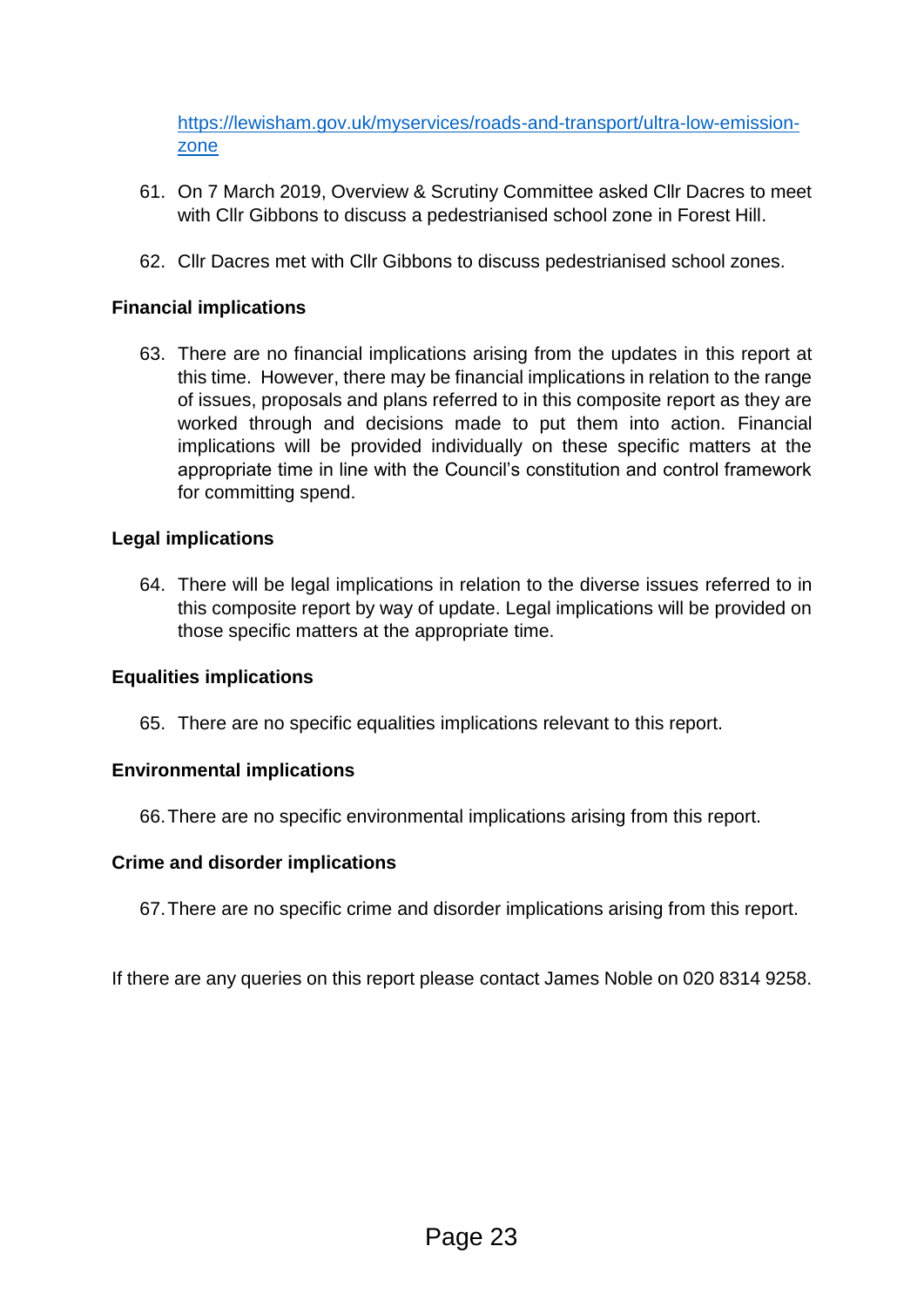https://lewisham.gov.uk/myservices/roads-and-transport/ultra-low-emission-zone

61. On 7 March 2019, Overview & Scrutiny Committee asked Cllr Dacres to meet with Cllr Gibbons to discuss a pedestrianised school zone in Forest Hill.

62. Cllr Dacres met with Cllr Gibbons to discuss pedestrianised school zones.

**Financial implications**

63. There are no financial implications arising from the updates in this report at this time. However, there may be financial implications in relation to the range of issues, proposals and plans referred to in this composite report as they are worked through and decisions made to put them into action. Financial implications will be provided individually on these specific matters at the appropriate time in line with the Council's constitution and control framework for committing spend.

**Legal implications**

64. There will be legal implications in relation to the diverse issues referred to in this composite report by way of update. Legal implications will be provided on those specific matters at the appropriate time.

**Equalities implications**

65. There are no specific equalities implications relevant to this report.

**Environmental implications**

66. There are no specific environmental implications arising from this report.

**Crime and disorder implications**

67. There are no specific crime and disorder implications arising from this report.

If there are any queries on this report please contact James Noble on 020 8314 9258.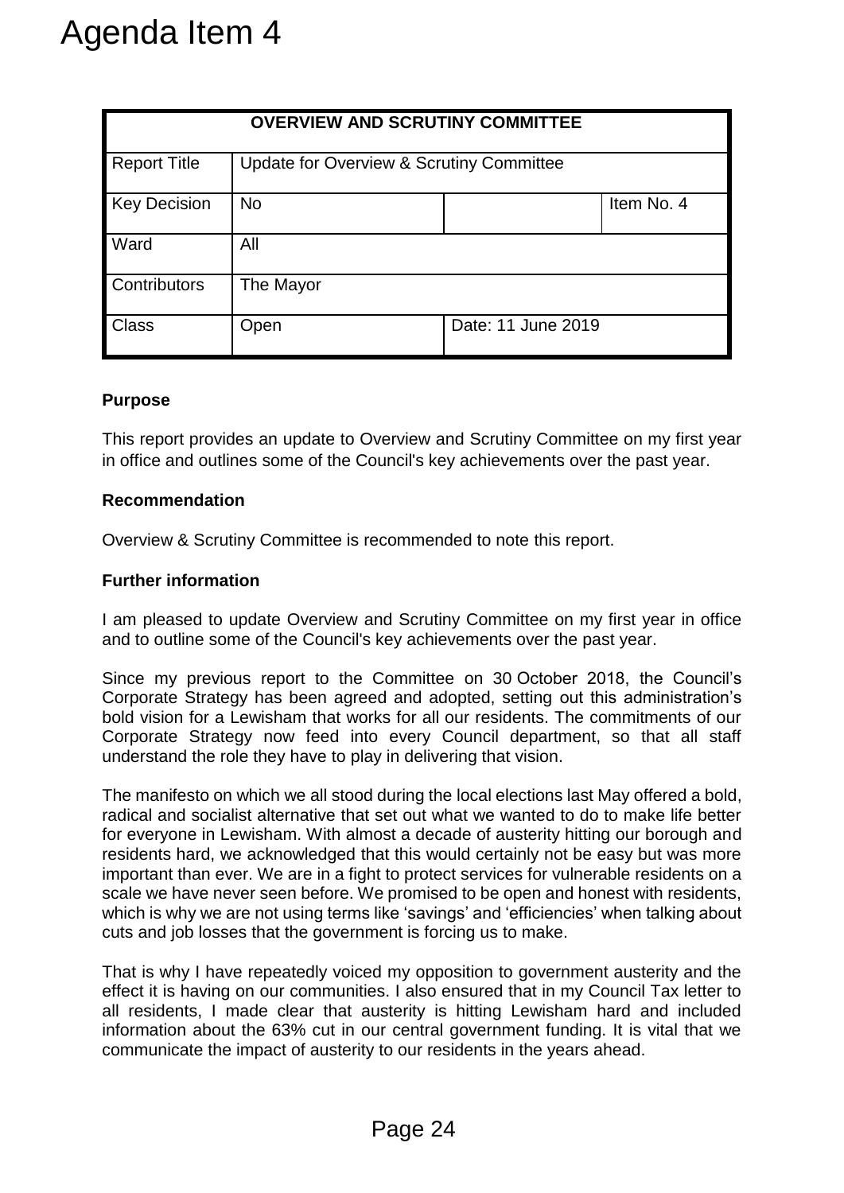# Agenda Item 4

| OVERVIEW AND SCRUTINY COMMITTEE | | | |
|---|---|---|---|
| Report Title | Update for Overview & Scrutiny Committee | | |
| Key Decision | No | | Item No. 4 |
| Ward | All | | |
| Contributors | The Mayor | | |
| Class | Open | Date: 11 June 2019 | |

**Purpose**

This report provides an update to Overview and Scrutiny Committee on my first year in office and outlines some of the Council's key achievements over the past year.

**Recommendation**

Overview & Scrutiny Committee is recommended to note this report.

**Further information**

I am pleased to update Overview and Scrutiny Committee on my first year in office and to outline some of the Council's key achievements over the past year.

Since my previous report to the Committee on 30 October 2018, the Council's Corporate Strategy has been agreed and adopted, setting out this administration's bold vision for a Lewisham that works for all our residents. The commitments of our Corporate Strategy now feed into every Council department, so that all staff understand the role they have to play in delivering that vision.

The manifesto on which we all stood during the local elections last May offered a bold, radical and socialist alternative that set out what we wanted to do to make life better for everyone in Lewisham. With almost a decade of austerity hitting our borough and residents hard, we acknowledged that this would certainly not be easy but was more important than ever. We are in a fight to protect services for vulnerable residents on a scale we have never seen before. We promised to be open and honest with residents, which is why we are not using terms like 'savings' and 'efficiencies' when talking about cuts and job losses that the government is forcing us to make.

That is why I have repeatedly voiced my opposition to government austerity and the effect it is having on our communities. I also ensured that in my Council Tax letter to all residents, I made clear that austerity is hitting Lewisham hard and included information about the 63% cut in our central government funding. It is vital that we communicate the impact of austerity to our residents in the years ahead.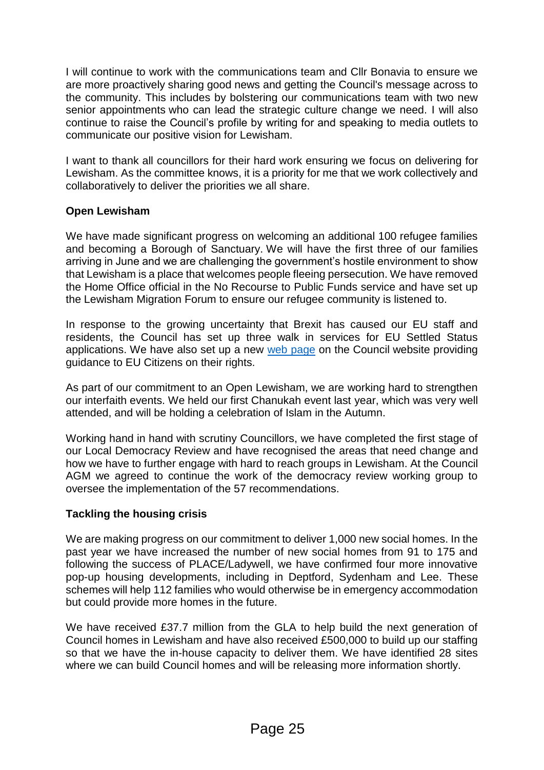I will continue to work with the communications team and Cllr Bonavia to ensure we are more proactively sharing good news and getting the Council's message across to the community. This includes by bolstering our communications team with two new senior appointments who can lead the strategic culture change we need. I will also continue to raise the Council's profile by writing for and speaking to media outlets to communicate our positive vision for Lewisham.

I want to thank all councillors for their hard work ensuring we focus on delivering for Lewisham. As the committee knows, it is a priority for me that we work collectively and collaboratively to deliver the priorities we all share.

**Open Lewisham**

We have made significant progress on welcoming an additional 100 refugee families and becoming a Borough of Sanctuary. We will have the first three of our families arriving in June and we are challenging the government's hostile environment to show that Lewisham is a place that welcomes people fleeing persecution. We have removed the Home Office official in the No Recourse to Public Funds service and have set up the Lewisham Migration Forum to ensure our refugee community is listened to.

In response to the growing uncertainty that Brexit has caused our EU staff and residents, the Council has set up three walk in services for EU Settled Status applications. We have also set up a new web page on the Council website providing guidance to EU Citizens on their rights.

As part of our commitment to an Open Lewisham, we are working hard to strengthen our interfaith events. We held our first Chanukah event last year, which was very well attended, and will be holding a celebration of Islam in the Autumn.

Working hand in hand with scrutiny Councillors, we have completed the first stage of our Local Democracy Review and have recognised the areas that need change and how we have to further engage with hard to reach groups in Lewisham. At the Council AGM we agreed to continue the work of the democracy review working group to oversee the implementation of the 57 recommendations.

**Tackling the housing crisis**

We are making progress on our commitment to deliver 1,000 new social homes. In the past year we have increased the number of new social homes from 91 to 175 and following the success of PLACE/Ladywell, we have confirmed four more innovative pop-up housing developments, including in Deptford, Sydenham and Lee. These schemes will help 112 families who would otherwise be in emergency accommodation but could provide more homes in the future.

We have received £37.7 million from the GLA to help build the next generation of Council homes in Lewisham and have also received £500,000 to build up our staffing so that we have the in-house capacity to deliver them. We have identified 28 sites where we can build Council homes and will be releasing more information shortly.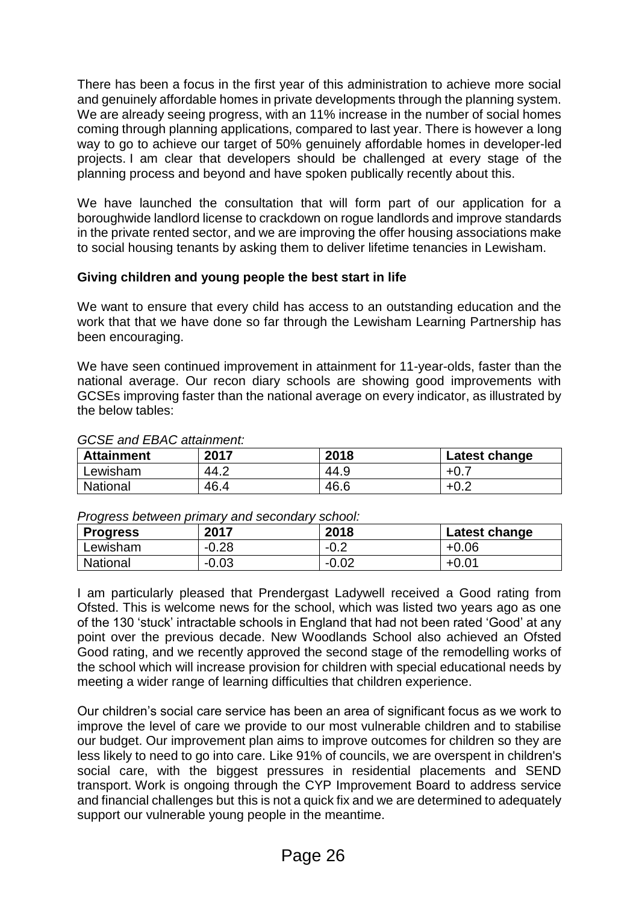There has been a focus in the first year of this administration to achieve more social and genuinely affordable homes in private developments through the planning system. We are already seeing progress, with an 11% increase in the number of social homes coming through planning applications, compared to last year. There is however a long way to go to achieve our target of 50% genuinely affordable homes in developer-led projects. I am clear that developers should be challenged at every stage of the planning process and beyond and have spoken publically recently about this.

We have launched the consultation that will form part of our application for a boroughwide landlord license to crackdown on rogue landlords and improve standards in the private rented sector, and we are improving the offer housing associations make to social housing tenants by asking them to deliver lifetime tenancies in Lewisham.

**Giving children and young people the best start in life**

We want to ensure that every child has access to an outstanding education and the work that that we have done so far through the Lewisham Learning Partnership has been encouraging.

We have seen continued improvement in attainment for 11-year-olds, faster than the national average. Our recon diary schools are showing good improvements with GCSEs improving faster than the national average on every indicator, as illustrated by the below tables:

*GCSE and EBAC attainment:*

| Attainment | 2017 | 2018 | Latest change |
|---|---|---|---|
| Lewisham | 44.2 | 44.9 | +0.7 |
| National | 46.4 | 46.6 | +0.2 |

*Progress between primary and secondary school:*

| Progress | 2017 | 2018 | Latest change |
|---|---|---|---|
| Lewisham | -0.28 | -0.2 | +0.06 |
| National | -0.03 | -0.02 | +0.01 |

I am particularly pleased that Prendergast Ladywell received a Good rating from Ofsted. This is welcome news for the school, which was listed two years ago as one of the 130 'stuck' intractable schools in England that had not been rated 'Good' at any point over the previous decade. New Woodlands School also achieved an Ofsted Good rating, and we recently approved the second stage of the remodelling works of the school which will increase provision for children with special educational needs by meeting a wider range of learning difficulties that children experience.

Our children's social care service has been an area of significant focus as we work to improve the level of care we provide to our most vulnerable children and to stabilise our budget. Our improvement plan aims to improve outcomes for children so they are less likely to need to go into care. Like 91% of councils, we are overspent in children's social care, with the biggest pressures in residential placements and SEND transport. Work is ongoing through the CYP Improvement Board to address service and financial challenges but this is not a quick fix and we are determined to adequately support our vulnerable young people in the meantime.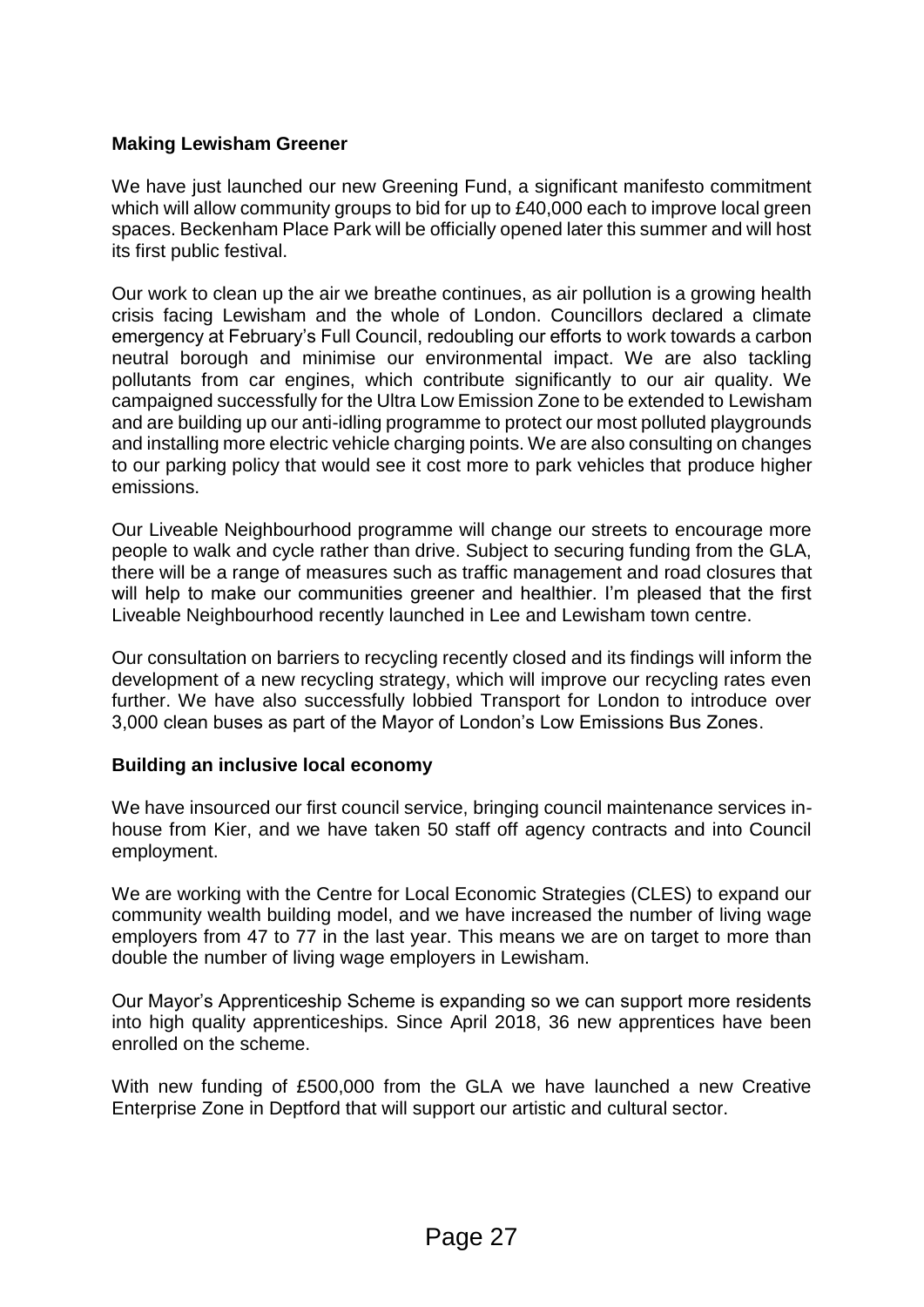**Making Lewisham Greener**

We have just launched our new Greening Fund, a significant manifesto commitment which will allow community groups to bid for up to £40,000 each to improve local green spaces. Beckenham Place Park will be officially opened later this summer and will host its first public festival.

Our work to clean up the air we breathe continues, as air pollution is a growing health crisis facing Lewisham and the whole of London. Councillors declared a climate emergency at February's Full Council, redoubling our efforts to work towards a carbon neutral borough and minimise our environmental impact. We are also tackling pollutants from car engines, which contribute significantly to our air quality. We campaigned successfully for the Ultra Low Emission Zone to be extended to Lewisham and are building up our anti-idling programme to protect our most polluted playgrounds and installing more electric vehicle charging points. We are also consulting on changes to our parking policy that would see it cost more to park vehicles that produce higher emissions.

Our Liveable Neighbourhood programme will change our streets to encourage more people to walk and cycle rather than drive. Subject to securing funding from the GLA, there will be a range of measures such as traffic management and road closures that will help to make our communities greener and healthier. I'm pleased that the first Liveable Neighbourhood recently launched in Lee and Lewisham town centre.

Our consultation on barriers to recycling recently closed and its findings will inform the development of a new recycling strategy, which will improve our recycling rates even further. We have also successfully lobbied Transport for London to introduce over 3,000 clean buses as part of the Mayor of London's Low Emissions Bus Zones.

**Building an inclusive local economy**

We have insourced our first council service, bringing council maintenance services in-house from Kier, and we have taken 50 staff off agency contracts and into Council employment.

We are working with the Centre for Local Economic Strategies (CLES) to expand our community wealth building model, and we have increased the number of living wage employers from 47 to 77 in the last year. This means we are on target to more than double the number of living wage employers in Lewisham.

Our Mayor's Apprenticeship Scheme is expanding so we can support more residents into high quality apprenticeships. Since April 2018, 36 new apprentices have been enrolled on the scheme.

With new funding of £500,000 from the GLA we have launched a new Creative Enterprise Zone in Deptford that will support our artistic and cultural sector.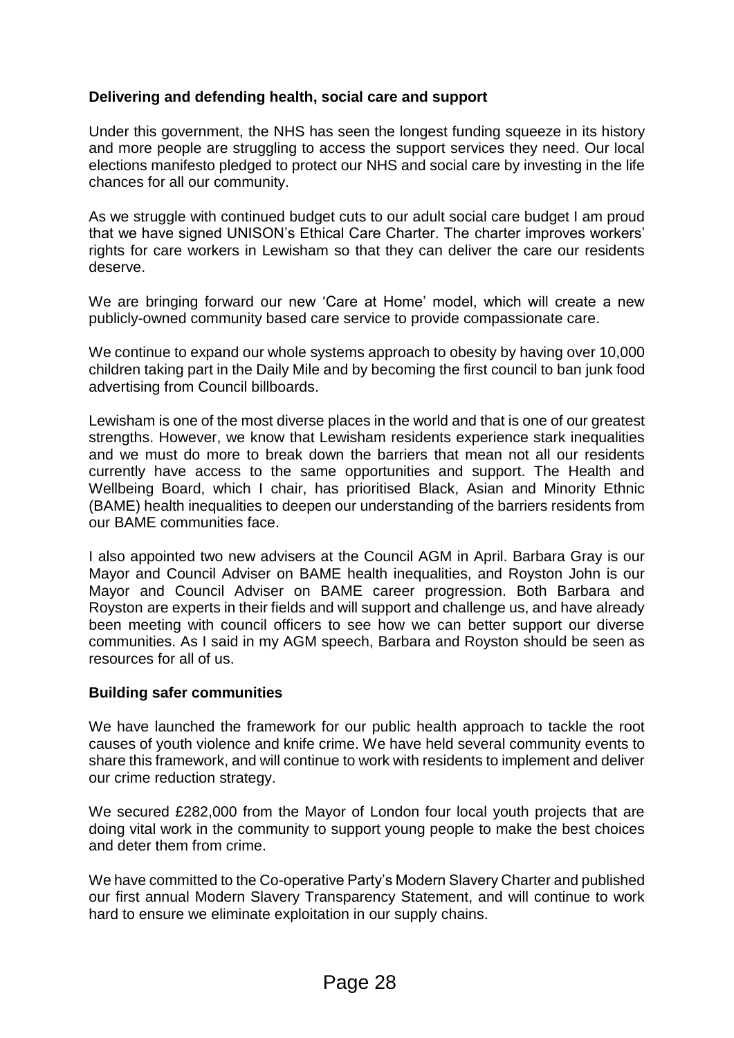**Delivering and defending health, social care and support**

Under this government, the NHS has seen the longest funding squeeze in its history and more people are struggling to access the support services they need. Our local elections manifesto pledged to protect our NHS and social care by investing in the life chances for all our community.

As we struggle with continued budget cuts to our adult social care budget I am proud that we have signed UNISON's Ethical Care Charter. The charter improves workers' rights for care workers in Lewisham so that they can deliver the care our residents deserve.

We are bringing forward our new 'Care at Home' model, which will create a new publicly-owned community based care service to provide compassionate care.

We continue to expand our whole systems approach to obesity by having over 10,000 children taking part in the Daily Mile and by becoming the first council to ban junk food advertising from Council billboards.

Lewisham is one of the most diverse places in the world and that is one of our greatest strengths. However, we know that Lewisham residents experience stark inequalities and we must do more to break down the barriers that mean not all our residents currently have access to the same opportunities and support. The Health and Wellbeing Board, which I chair, has prioritised Black, Asian and Minority Ethnic (BAME) health inequalities to deepen our understanding of the barriers residents from our BAME communities face.

I also appointed two new advisers at the Council AGM in April. Barbara Gray is our Mayor and Council Adviser on BAME health inequalities, and Royston John is our Mayor and Council Adviser on BAME career progression. Both Barbara and Royston are experts in their fields and will support and challenge us, and have already been meeting with council officers to see how we can better support our diverse communities. As I said in my AGM speech, Barbara and Royston should be seen as resources for all of us.

**Building safer communities**

We have launched the framework for our public health approach to tackle the root causes of youth violence and knife crime. We have held several community events to share this framework, and will continue to work with residents to implement and deliver our crime reduction strategy.

We secured £282,000 from the Mayor of London four local youth projects that are doing vital work in the community to support young people to make the best choices and deter them from crime.

We have committed to the Co-operative Party's Modern Slavery Charter and published our first annual Modern Slavery Transparency Statement, and will continue to work hard to ensure we eliminate exploitation in our supply chains.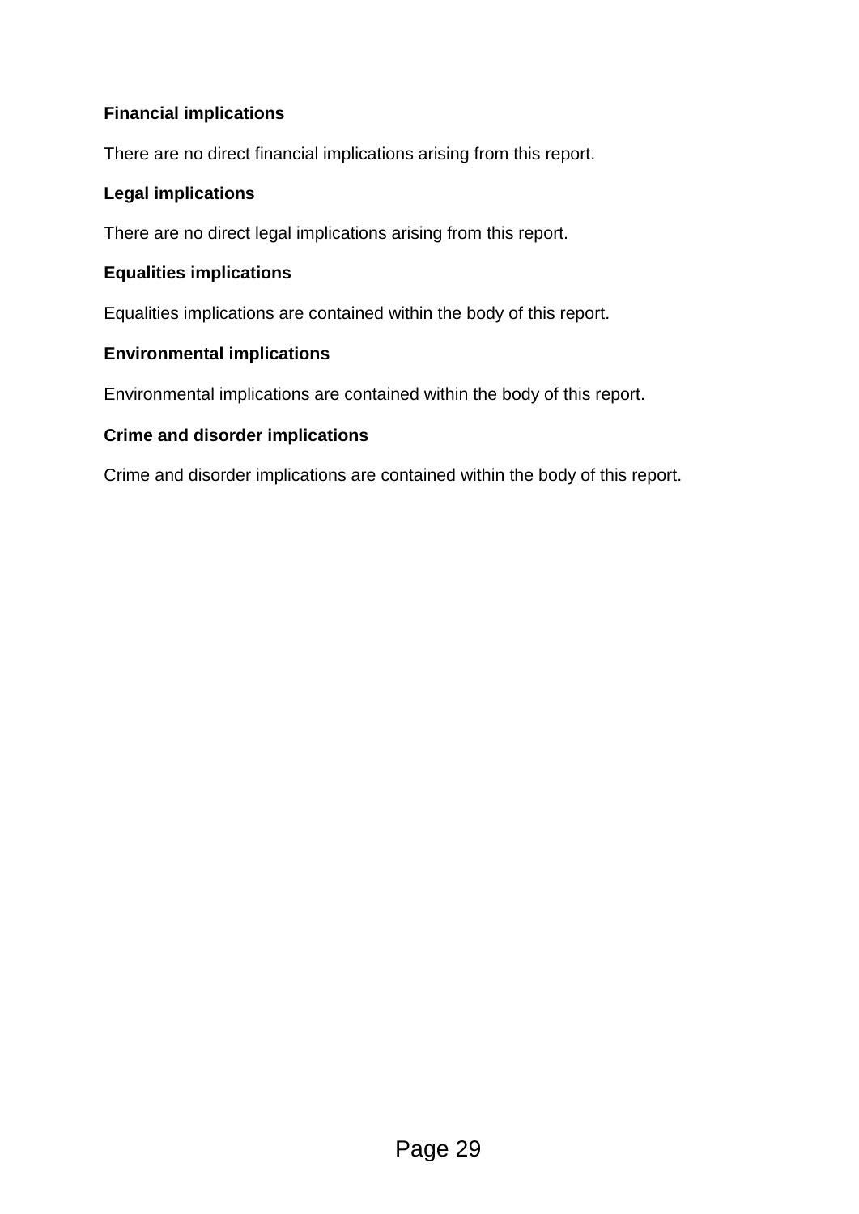**Financial implications**

There are no direct financial implications arising from this report.

**Legal implications**

There are no direct legal implications arising from this report.

**Equalities implications**

Equalities implications are contained within the body of this report.

**Environmental implications**

Environmental implications are contained within the body of this report.

**Crime and disorder implications**

Crime and disorder implications are contained within the body of this report.